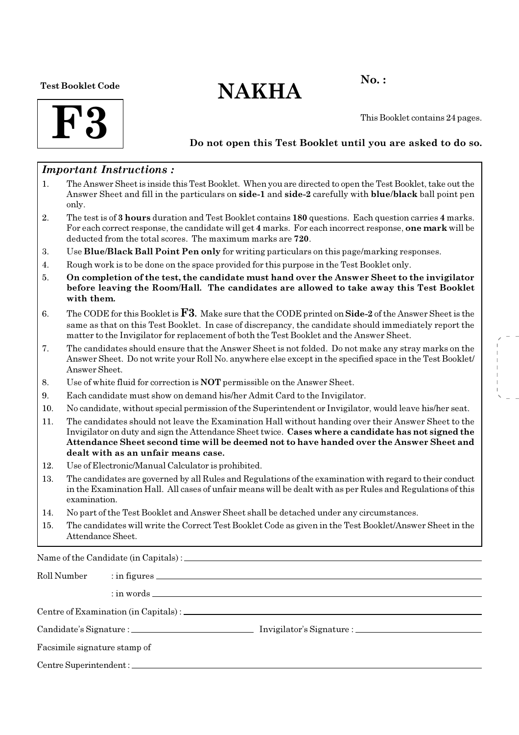Test Booklet Code

**F3**

# NAKHA

**No. :**

This Booklet contains 24 pages.

**Do not open this Test Booklet until you are asked to do so.**

### *Important Instructions :*

1. The Answer Sheet is inside this Test Booklet. When you are directed to open the Test Booklet, take out the Answer Sheet and fill in the particulars on **side-1** and **side-2** carefully with **blue/black** ball point pen only.
2. The test is of **3 hours** duration and Test Booklet contains **180** questions. Each question carries **4** marks. For each correct response, the candidate will get **4** marks. For each incorrect response, **one mark** will be deducted from the total scores. The maximum marks are **720**.
3. Use **Blue/Black Ball Point Pen only** for writing particulars on this page/marking responses.
4. Rough work is to be done on the space provided for this purpose in the Test Booklet only.
5. **On completion of the test, the candidate must hand over the Answer Sheet to the invigilator before leaving the Room/Hall. The candidates are allowed to take away this Test Booklet with them.**
6. The CODE for this Booklet is **F3**. Make sure that the CODE printed on **Side-2** of the Answer Sheet is the same as that on this Test Booklet. In case of discrepancy, the candidate should immediately report the matter to the Invigilator for replacement of both the Test Booklet and the Answer Sheet.
7. The candidates should ensure that the Answer Sheet is not folded. Do not make any stray marks on the Answer Sheet. Do not write your Roll No. anywhere else except in the specified space in the Test Booklet/Answer Sheet.
8. Use of white fluid for correction is **NOT** permissible on the Answer Sheet.
9. Each candidate must show on demand his/her Admit Card to the Invigilator.
10. No candidate, without special permission of the Superintendent or Invigilator, would leave his/her seat.
11. The candidates should not leave the Examination Hall without handing over their Answer Sheet to the Invigilator on duty and sign the Attendance Sheet twice. **Cases where a candidate has not signed the Attendance Sheet second time will be deemed not to have handed over the Answer Sheet and dealt with as an unfair means case.**
12. Use of Electronic/Manual Calculator is prohibited.
13. The candidates are governed by all Rules and Regulations of the examination with regard to their conduct in the Examination Hall. All cases of unfair means will be dealt with as per Rules and Regulations of this examination.
14. No part of the Test Booklet and Answer Sheet shall be detached under any circumstances.
15. The candidates will write the Correct Test Booklet Code as given in the Test Booklet/Answer Sheet in the Attendance Sheet.

Name of the Candidate (in Capitals) : ______________________

Roll Number : in figures ______________________

: in words ______________________

Centre of Examination (in Capitals) : ______________________

Candidate's Signature : ______________________ Invigilator's Signature : ______________________

Facsimile signature stamp of

Centre Superintendent : ______________________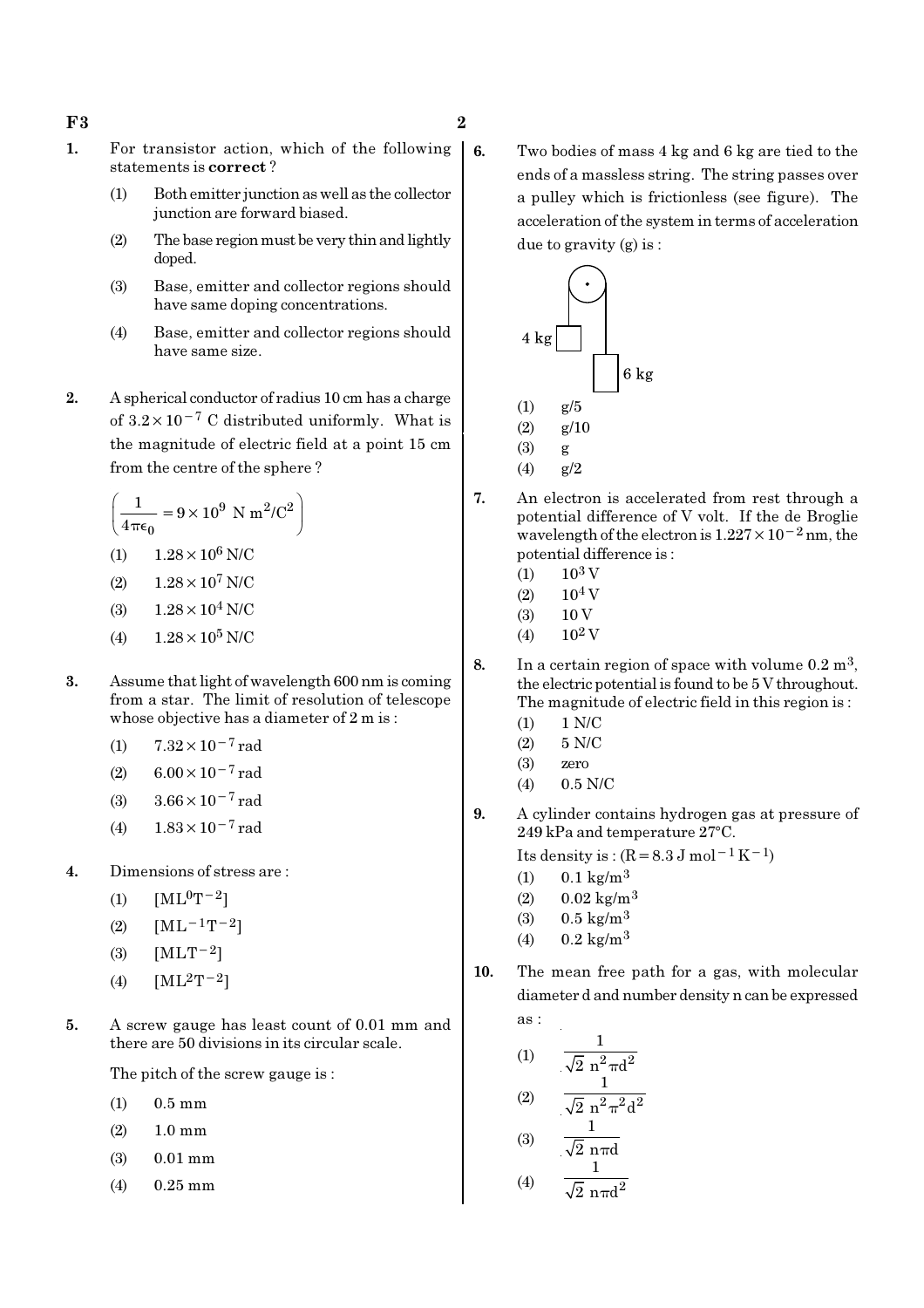1. For transistor action, which of the following statements is **correct** ?
   (1) Both emitter junction as well as the collector junction are forward biased.
   (2) The base region must be very thin and lightly doped.
   (3) Base, emitter and collector regions should have same doping concentrations.
   (4) Base, emitter and collector regions should have same size.

2. A spherical conductor of radius 10 cm has a charge of $3.2 \times 10^{-7}$ C distributed uniformly. What is the magnitude of electric field at a point 15 cm from the centre of the sphere ?

   $\left(\frac{1}{4\pi\epsilon_0} = 9 \times 10^9 \text{ N m}^2/\text{C}^2\right)$
   (1) $1.28 \times 10^6$ N/C
   (2) $1.28 \times 10^7$ N/C
   (3) $1.28 \times 10^4$ N/C
   (4) $1.28 \times 10^5$ N/C

3. Assume that light of wavelength 600 nm is coming from a star. The limit of resolution of telescope whose objective has a diameter of 2 m is :
   (1) $7.32 \times 10^{-7}$ rad
   (2) $6.00 \times 10^{-7}$ rad
   (3) $3.66 \times 10^{-7}$ rad
   (4) $1.83 \times 10^{-7}$ rad

4. Dimensions of stress are :
   (1) $[ML^0T^{-2}]$
   (2) $[ML^{-1}T^{-2}]$
   (3) $[MLT^{-2}]$
   (4) $[ML^2T^{-2}]$

5. A screw gauge has least count of 0.01 mm and there are 50 divisions in its circular scale.

   The pitch of the screw gauge is :
   (1) 0.5 mm
   (2) 1.0 mm
   (3) 0.01 mm
   (4) 0.25 mm

6. Two bodies of mass 4 kg and 6 kg are tied to the ends of a massless string. The string passes over a pulley which is frictionless (see figure). The acceleration of the system in terms of acceleration due to gravity (g) is :

   (1) g/5
   (2) g/10
   (3) g
   (4) g/2

7. An electron is accelerated from rest through a potential difference of V volt. If the de Broglie wavelength of the electron is $1.227 \times 10^{-2}$ nm, the potential difference is :
   (1) $10^3$ V
   (2) $10^4$ V
   (3) 10 V
   (4) $10^2$ V

8. In a certain region of space with volume 0.2 $m^3$, the electric potential is found to be 5 V throughout. The magnitude of electric field in this region is :
   (1) 1 N/C
   (2) 5 N/C
   (3) zero
   (4) 0.5 N/C

9. A cylinder contains hydrogen gas at pressure of 249 kPa and temperature 27°C.

   Its density is : $(R = 8.3 \text{ J mol}^{-1} \text{K}^{-1})$
   (1) 0.1 kg/$m^3$
   (2) 0.02 kg/$m^3$
   (3) 0.5 kg/$m^3$
   (4) 0.2 kg/$m^3$

10. The mean free path for a gas, with molecular diameter d and number density n can be expressed as :
    (1) $\frac{1}{\sqrt{2}\, n^2 \pi d^2}$
    (2) $\frac{1}{\sqrt{2}\, n^2 \pi^2 d^2}$
    (3) $\frac{1}{\sqrt{2}\, n \pi d}$
    (4) $\frac{1}{\sqrt{2}\, n \pi d^2}$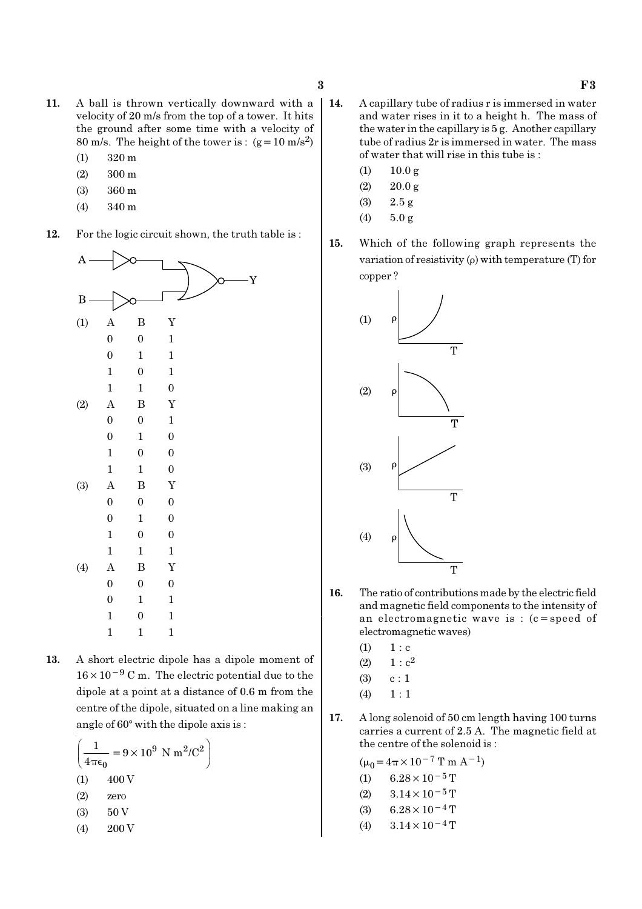**11.** A ball is thrown vertically downward with a velocity of 20 m/s from the top of a tower. It hits the ground after some time with a velocity of 80 m/s. The height of the tower is : ($g = 10\ m/s^2$)

(1) 320 m

(2) 300 m

(3) 360 m

(4) 340 m

**12.** For the logic circuit shown, the truth table is :

(1)

| A | B | Y |
|---|---|---|
| 0 | 0 | 1 |
| 0 | 1 | 1 |
| 1 | 0 | 1 |
| 1 | 1 | 0 |

(2)

| A | B | Y |
|---|---|---|
| 0 | 0 | 1 |
| 0 | 1 | 0 |
| 1 | 0 | 0 |
| 1 | 1 | 0 |

(3)

| A | B | Y |
|---|---|---|
| 0 | 0 | 0 |
| 0 | 1 | 0 |
| 1 | 0 | 0 |
| 1 | 1 | 1 |

(4)

| A | B | Y |
|---|---|---|
| 0 | 0 | 0 |
| 0 | 1 | 1 |
| 1 | 0 | 1 |
| 1 | 1 | 1 |

**13.** A short electric dipole has a dipole moment of $16 \times 10^{-9}$ C m. The electric potential due to the dipole at a point at a distance of 0.6 m from the centre of the dipole, situated on a line making an angle of 60° with the dipole axis is :

$\left(\frac{1}{4\pi\epsilon_0} = 9 \times 10^9\ N\ m^2/C^2\right)$

(1) 400 V

(2) zero

(3) 50 V

(4) 200 V

**14.** A capillary tube of radius r is immersed in water and water rises in it to a height h. The mass of the water in the capillary is 5 g. Another capillary tube of radius 2r is immersed in water. The mass of water that will rise in this tube is :

(1) 10.0 g

(2) 20.0 g

(3) 2.5 g

(4) 5.0 g

**15.** Which of the following graph represents the variation of resistivity (ρ) with temperature (T) for copper ?

(1)

(2)

(3)

(4)

**16.** The ratio of contributions made by the electric field and magnetic field components to the intensity of an electromagnetic wave is : (c = speed of electromagnetic waves)

(1) 1 : c

(2) 1 : $c^2$

(3) c : 1

(4) 1 : 1

**17.** A long solenoid of 50 cm length having 100 turns carries a current of 2.5 A. The magnetic field at the centre of the solenoid is :

($\mu_0 = 4\pi \times 10^{-7}$ T m $A^{-1}$)

(1) $6.28 \times 10^{-5}$ T

(2) $3.14 \times 10^{-5}$ T

(3) $6.28 \times 10^{-4}$ T

(4) $3.14 \times 10^{-4}$ T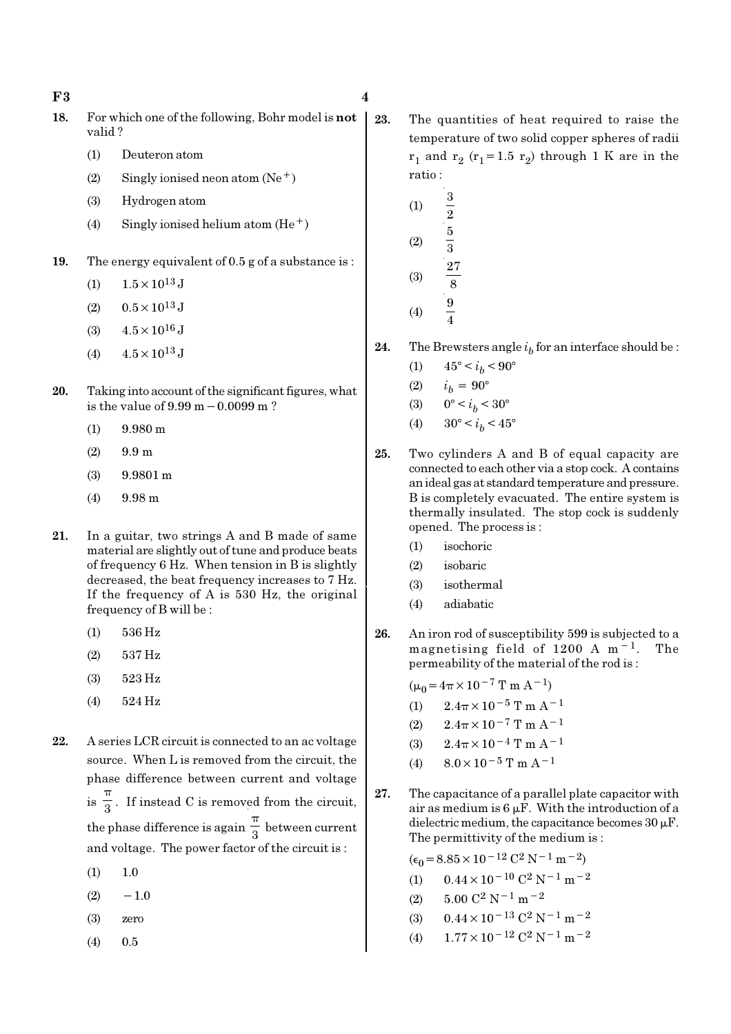18. For which one of the following, Bohr model is **not** valid ?

    (1) Deuteron atom

    (2) Singly ionised neon atom ($Ne^+$)

    (3) Hydrogen atom

    (4) Singly ionised helium atom ($He^+$)

19. The energy equivalent of 0.5 g of a substance is :

    (1) $1.5 \times 10^{13}$ J

    (2) $0.5 \times 10^{13}$ J

    (3) $4.5 \times 10^{16}$ J

    (4) $4.5 \times 10^{13}$ J

20. Taking into account of the significant figures, what is the value of 9.99 m − 0.0099 m ?

    (1) 9.980 m

    (2) 9.9 m

    (3) 9.9801 m

    (4) 9.98 m

21. In a guitar, two strings A and B made of same material are slightly out of tune and produce beats of frequency 6 Hz. When tension in B is slightly decreased, the beat frequency increases to 7 Hz. If the frequency of A is 530 Hz, the original frequency of B will be :

    (1) 536 Hz

    (2) 537 Hz

    (3) 523 Hz

    (4) 524 Hz

22. A series LCR circuit is connected to an ac voltage source. When L is removed from the circuit, the phase difference between current and voltage is $\frac{\pi}{3}$. If instead C is removed from the circuit, the phase difference is again $\frac{\pi}{3}$ between current and voltage. The power factor of the circuit is :

    (1) 1.0

    (2) −1.0

    (3) zero

    (4) 0.5

23. The quantities of heat required to raise the temperature of two solid copper spheres of radii $r_1$ and $r_2$ ($r_1 = 1.5\ r_2$) through 1 K are in the ratio :

    (1) $\frac{3}{2}$

    (2) $\frac{5}{3}$

    (3) $\frac{27}{8}$

    (4) $\frac{9}{4}$

24. The Brewsters angle $i_b$ for an interface should be :

    (1) $45° < i_b < 90°$

    (2) $i_b = 90°$

    (3) $0° < i_b < 30°$

    (4) $30° < i_b < 45°$

25. Two cylinders A and B of equal capacity are connected to each other via a stop cock. A contains an ideal gas at standard temperature and pressure. B is completely evacuated. The entire system is thermally insulated. The stop cock is suddenly opened. The process is :

    (1) isochoric

    (2) isobaric

    (3) isothermal

    (4) adiabatic

26. An iron rod of susceptibility 599 is subjected to a magnetising field of 1200 A $m^{-1}$. The permeability of the material of the rod is :

    ($\mu_0 = 4\pi \times 10^{-7}$ T m $A^{-1}$)

    (1) $2.4\pi \times 10^{-5}$ T m $A^{-1}$

    (2) $2.4\pi \times 10^{-7}$ T m $A^{-1}$

    (3) $2.4\pi \times 10^{-4}$ T m $A^{-1}$

    (4) $8.0 \times 10^{-5}$ T m $A^{-1}$

27. The capacitance of a parallel plate capacitor with air as medium is 6 μF. With the introduction of a dielectric medium, the capacitance becomes 30 μF. The permittivity of the medium is :

    ($\epsilon_0 = 8.85 \times 10^{-12}$ $C^2\ N^{-1}\ m^{-2}$)

    (1) $0.44 \times 10^{-10}$ $C^2\ N^{-1}\ m^{-2}$

    (2) $5.00$ $C^2\ N^{-1}\ m^{-2}$

    (3) $0.44 \times 10^{-13}$ $C^2\ N^{-1}\ m^{-2}$

    (4) $1.77 \times 10^{-12}$ $C^2\ N^{-1}\ m^{-2}$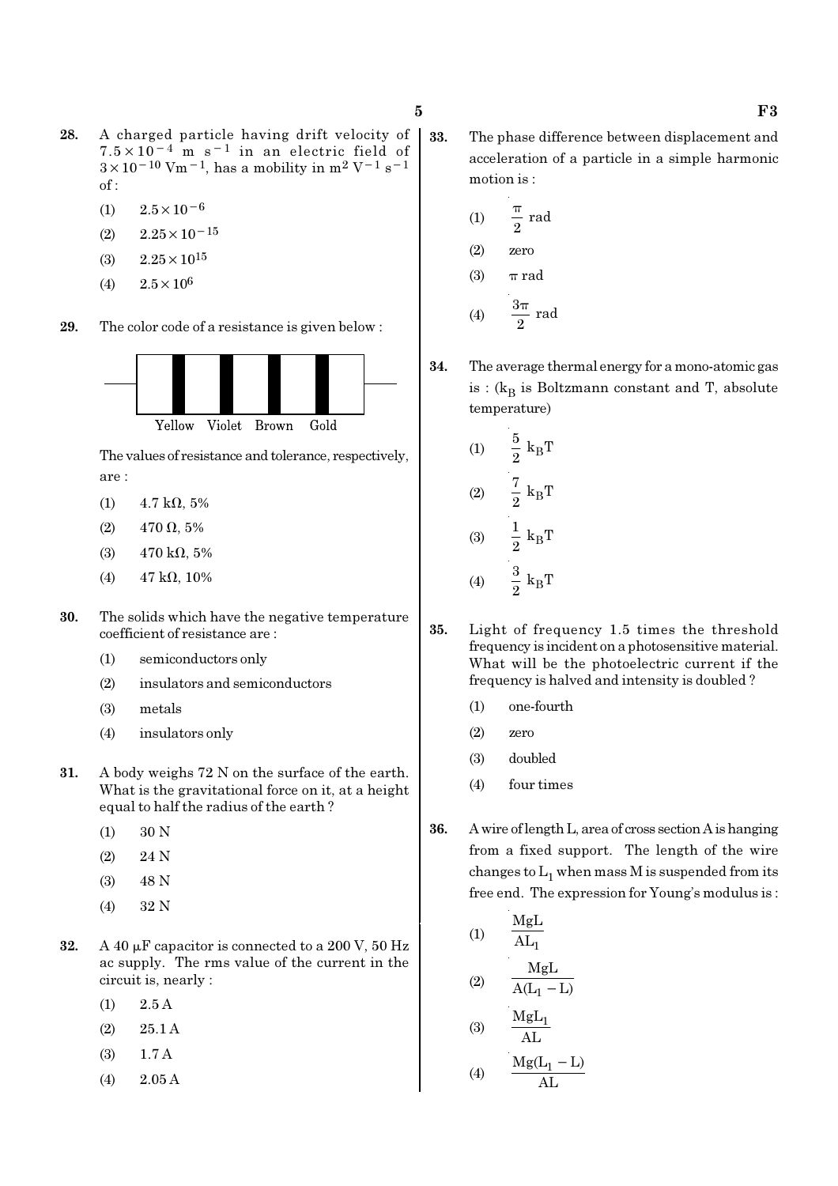**28.** A charged particle having drift velocity of $7.5 \times 10^{-4}$ m s$^{-1}$ in an electric field of $3 \times 10^{-10}$ Vm$^{-1}$, has a mobility in m$^2$ V$^{-1}$ s$^{-1}$ of :

(1) $2.5 \times 10^{-6}$

(2) $2.25 \times 10^{-15}$

(3) $2.25 \times 10^{15}$

(4) $2.5 \times 10^{6}$

**29.** The color code of a resistance is given below :

Yellow Violet Brown Gold

The values of resistance and tolerance, respectively, are :

(1) 4.7 kΩ, 5%

(2) 470 Ω, 5%

(3) 470 kΩ, 5%

(4) 47 kΩ, 10%

**30.** The solids which have the negative temperature coefficient of resistance are :

(1) semiconductors only

(2) insulators and semiconductors

(3) metals

(4) insulators only

**31.** A body weighs 72 N on the surface of the earth. What is the gravitational force on it, at a height equal to half the radius of the earth ?

(1) 30 N

(2) 24 N

(3) 48 N

(4) 32 N

**32.** A 40 μF capacitor is connected to a 200 V, 50 Hz ac supply. The rms value of the current in the circuit is, nearly :

(1) 2.5 A

(2) 25.1 A

(3) 1.7 A

(4) 2.05 A

**33.** The phase difference between displacement and acceleration of a particle in a simple harmonic motion is :

(1) $\frac{\pi}{2}$ rad

(2) zero

(3) $\pi$ rad

(4) $\frac{3\pi}{2}$ rad

**34.** The average thermal energy for a mono-atomic gas is : ($k_B$ is Boltzmann constant and T, absolute temperature)

(1) $\frac{5}{2} k_B T$

(2) $\frac{7}{2} k_B T$

(3) $\frac{1}{2} k_B T$

(4) $\frac{3}{2} k_B T$

**35.** Light of frequency 1.5 times the threshold frequency is incident on a photosensitive material. What will be the photoelectric current if the frequency is halved and intensity is doubled ?

(1) one-fourth

(2) zero

(3) doubled

(4) four times

**36.** A wire of length L, area of cross section A is hanging from a fixed support. The length of the wire changes to $L_1$ when mass M is suspended from its free end. The expression for Young's modulus is :

(1) $\frac{MgL}{AL_1}$

(2) $\frac{MgL}{A(L_1 - L)}$

(3) $\frac{MgL_1}{AL}$

(4) $\frac{Mg(L_1 - L)}{AL}$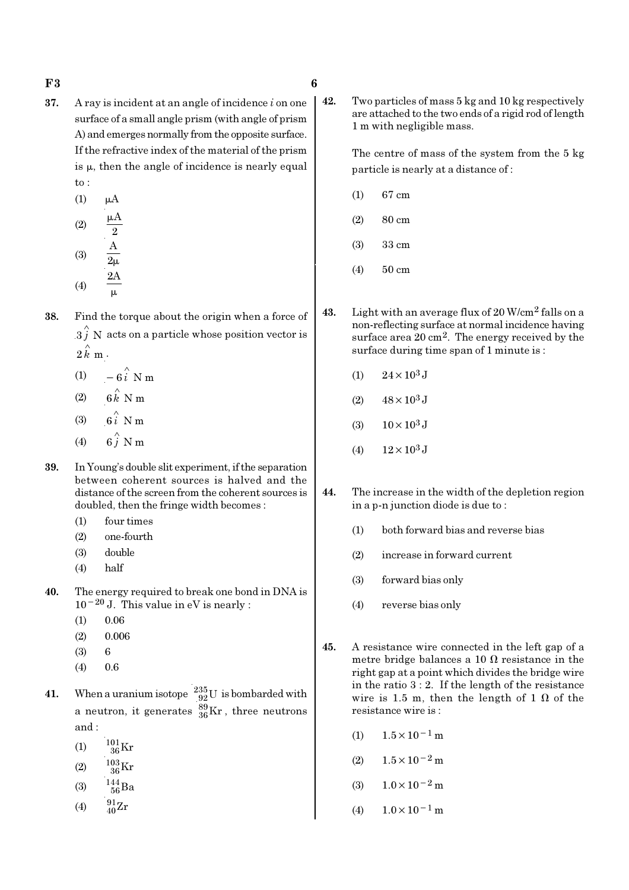37. A ray is incident at an angle of incidence $i$ on one surface of a small angle prism (with angle of prism A) and emerges normally from the opposite surface. If the refractive index of the material of the prism is $\mu$, then the angle of incidence is nearly equal to :

(1) $\mu A$

(2) $\frac{\mu A}{2}$

(3) $\frac{A}{2\mu}$

(4) $\frac{2A}{\mu}$

38. Find the torque about the origin when a force of $3\hat{j}$ N acts on a particle whose position vector is $2\hat{k}$ m.

(1) $-6\hat{i}$ N m

(2) $6\hat{k}$ N m

(3) $6\hat{i}$ N m

(4) $6\hat{j}$ N m

39. In Young's double slit experiment, if the separation between coherent sources is halved and the distance of the screen from the coherent sources is doubled, then the fringe width becomes :

(1) four times

(2) one-fourth

(3) double

(4) half

40. The energy required to break one bond in DNA is $10^{-20}$ J. This value in eV is nearly :

(1) 0.06

(2) 0.006

(3) 6

(4) 0.6

41. When a uranium isotope ${}^{235}_{92}U$ is bombarded with a neutron, it generates ${}^{89}_{36}Kr$, three neutrons and :

(1) ${}^{101}_{36}Kr$

(2) ${}^{103}_{36}Kr$

(3) ${}^{144}_{56}Ba$

(4) ${}^{91}_{40}Zr$

42. Two particles of mass 5 kg and 10 kg respectively are attached to the two ends of a rigid rod of length 1 m with negligible mass.

The centre of mass of the system from the 5 kg particle is nearly at a distance of :

(1) 67 cm

(2) 80 cm

(3) 33 cm

(4) 50 cm

43. Light with an average flux of 20 W/cm$^2$ falls on a non-reflecting surface at normal incidence having surface area 20 cm$^2$. The energy received by the surface during time span of 1 minute is :

(1) $24 \times 10^3$ J

(2) $48 \times 10^3$ J

(3) $10 \times 10^3$ J

(4) $12 \times 10^3$ J

44. The increase in the width of the depletion region in a p-n junction diode is due to :

(1) both forward bias and reverse bias

(2) increase in forward current

(3) forward bias only

(4) reverse bias only

45. A resistance wire connected in the left gap of a metre bridge balances a 10 $\Omega$ resistance in the right gap at a point which divides the bridge wire in the ratio 3 : 2. If the length of the resistance wire is 1.5 m, then the length of 1 $\Omega$ of the resistance wire is :

(1) $1.5 \times 10^{-1}$ m

(2) $1.5 \times 10^{-2}$ m

(3) $1.0 \times 10^{-2}$ m

(4) $1.0 \times 10^{-1}$ m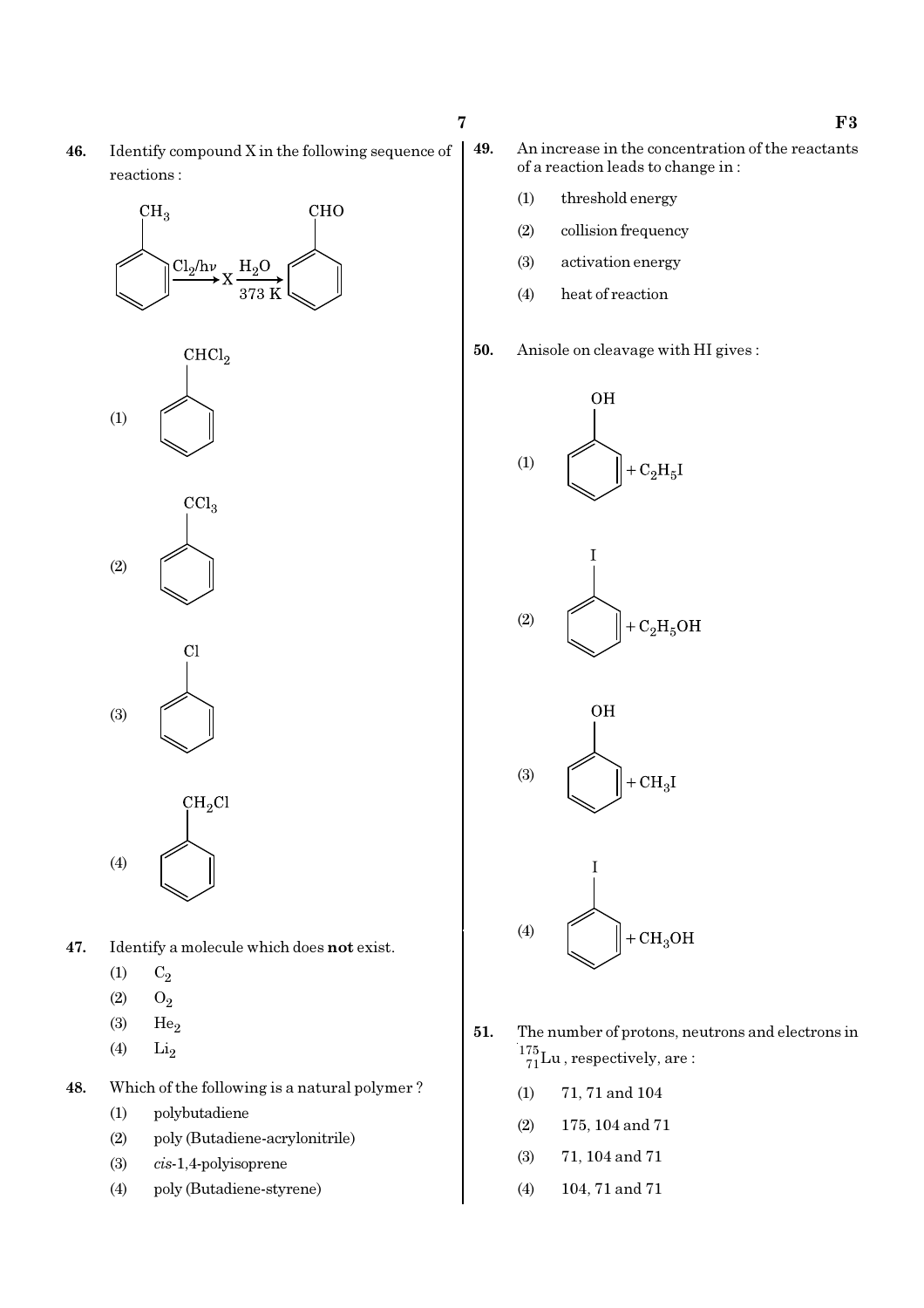**46.** Identify compound X in the following sequence of reactions :

Toluene ($C_6H_5CH_3$) $\xrightarrow{Cl_2/h\nu}$ X $\xrightarrow[373\ K]{H_2O}$ Benzaldehyde ($C_6H_5CHO$)

(1) $C_6H_5CHCl_2$

(2) $C_6H_5CCl_3$

(3) $C_6H_5Cl$

(4) $C_6H_5CH_2Cl$

**47.** Identify a molecule which does **not** exist.

(1) $C_2$

(2) $O_2$

(3) $He_2$

(4) $Li_2$

**48.** Which of the following is a natural polymer ?

(1) polybutadiene

(2) poly (Butadiene-acrylonitrile)

(3) *cis*-1,4-polyisoprene

(4) poly (Butadiene-styrene)

**49.** An increase in the concentration of the reactants of a reaction leads to change in :

(1) threshold energy

(2) collision frequency

(3) activation energy

(4) heat of reaction

**50.** Anisole on cleavage with HI gives :

(1) $C_6H_5OH + C_2H_5I$

(2) $C_6H_5I + C_2H_5OH$

(3) $C_6H_5OH + CH_3I$

(4) $C_6H_5I + CH_3OH$

**51.** The number of protons, neutrons and electrons in $^{175}_{71}Lu$, respectively, are :

(1) 71, 71 and 104

(2) 175, 104 and 71

(3) 71, 104 and 71

(4) 104, 71 and 71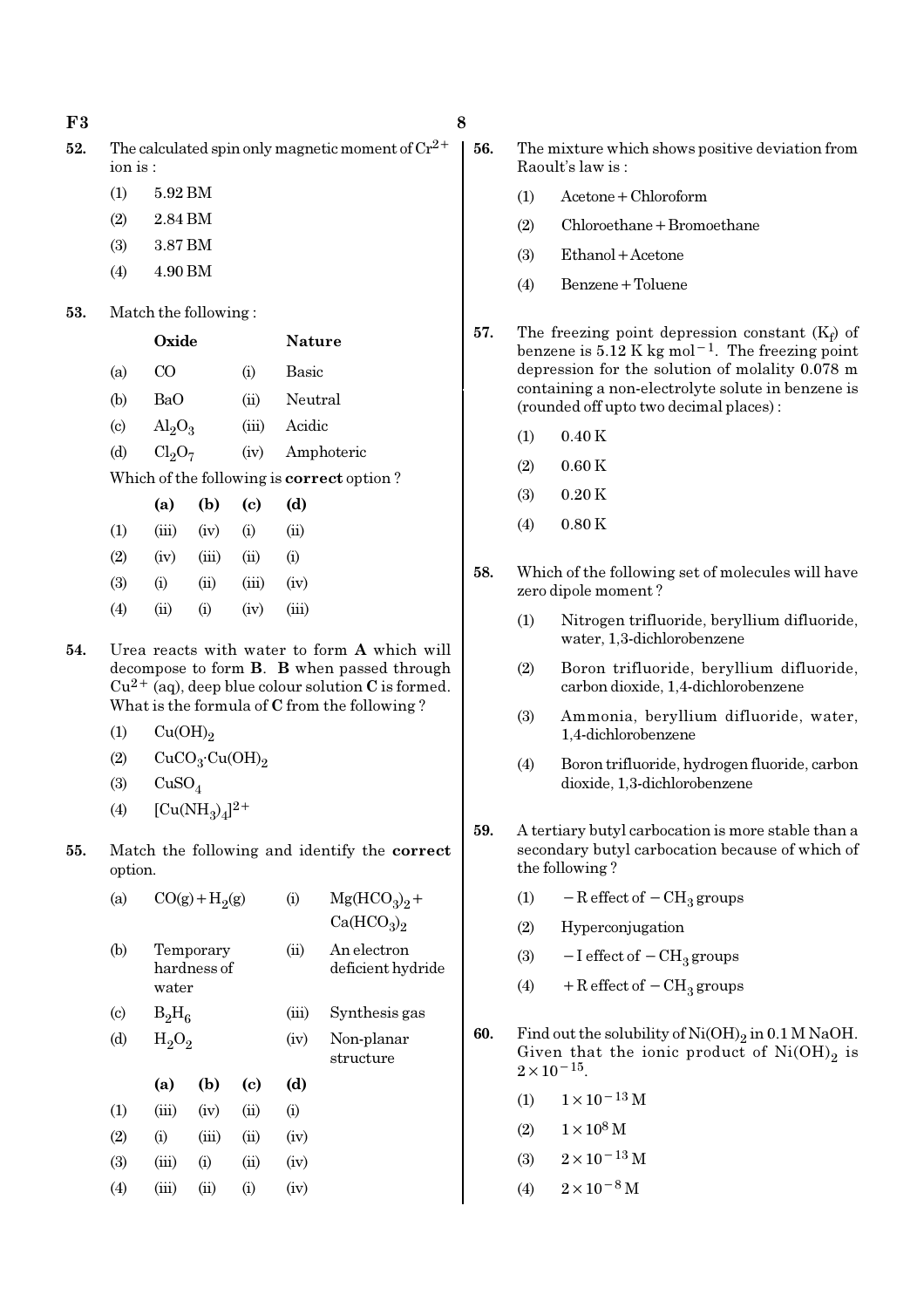52. The calculated spin only magnetic moment of $Cr^{2+}$ ion is :

(1) 5.92 BM
(2) 2.84 BM
(3) 3.87 BM
(4) 4.90 BM

53. Match the following :

| | Oxide | | Nature |
|---|---|---|---|
| (a) | CO | (i) | Basic |
| (b) | BaO | (ii) | Neutral |
| (c) | $Al_2O_3$ | (iii) | Acidic |
| (d) | $Cl_2O_7$ | (iv) | Amphoteric |

Which of the following is **correct** option ?

| | (a) | (b) | (c) | (d) |
|---|---|---|---|---|
| (1) | (iii) | (iv) | (i) | (ii) |
| (2) | (iv) | (iii) | (ii) | (i) |
| (3) | (i) | (ii) | (iii) | (iv) |
| (4) | (ii) | (i) | (iv) | (iii) |

54. Urea reacts with water to form **A** which will decompose to form **B**. **B** when passed through $Cu^{2+}$ (aq), deep blue colour solution **C** is formed. What is the formula of **C** from the following ?

(1) $Cu(OH)_2$
(2) $CuCO_3 \cdot Cu(OH)_2$
(3) $CuSO_4$
(4) $[Cu(NH_3)_4]^{2+}$

55. Match the following and identify the **correct** option.

| | | | |
|---|---|---|---|
| (a) | $CO(g) + H_2(g)$ | (i) | $Mg(HCO_3)_2 + Ca(HCO_3)_2$ |
| (b) | Temporary hardness of water | (ii) | An electron deficient hydride |
| (c) | $B_2H_6$ | (iii) | Synthesis gas |
| (d) | $H_2O_2$ | (iv) | Non-planar structure |

| | (a) | (b) | (c) | (d) |
|---|---|---|---|---|
| (1) | (iii) | (iv) | (ii) | (i) |
| (2) | (i) | (iii) | (ii) | (iv) |
| (3) | (iii) | (i) | (ii) | (iv) |
| (4) | (iii) | (ii) | (i) | (iv) |

56. The mixture which shows positive deviation from Raoult's law is :

(1) Acetone + Chloroform
(2) Chloroethane + Bromoethane
(3) Ethanol + Acetone
(4) Benzene + Toluene

57. The freezing point depression constant ($K_f$) of benzene is 5.12 K kg mol$^{-1}$. The freezing point depression for the solution of molality 0.078 m containing a non-electrolyte solute in benzene is (rounded off upto two decimal places) :

(1) 0.40 K
(2) 0.60 K
(3) 0.20 K
(4) 0.80 K

58. Which of the following set of molecules will have zero dipole moment ?

(1) Nitrogen trifluoride, beryllium difluoride, water, 1,3-dichlorobenzene
(2) Boron trifluoride, beryllium difluoride, carbon dioxide, 1,4-dichlorobenzene
(3) Ammonia, beryllium difluoride, water, 1,4-dichlorobenzene
(4) Boron trifluoride, hydrogen fluoride, carbon dioxide, 1,3-dichlorobenzene

59. A tertiary butyl carbocation is more stable than a secondary butyl carbocation because of which of the following ?

(1) $-R$ effect of $-CH_3$ groups
(2) Hyperconjugation
(3) $-I$ effect of $-CH_3$ groups
(4) $+R$ effect of $-CH_3$ groups

60. Find out the solubility of $Ni(OH)_2$ in 0.1 M NaOH. Given that the ionic product of $Ni(OH)_2$ is $2 \times 10^{-15}$.

(1) $1 \times 10^{-13}$ M
(2) $1 \times 10^{8}$ M
(3) $2 \times 10^{-13}$ M
(4) $2 \times 10^{-8}$ M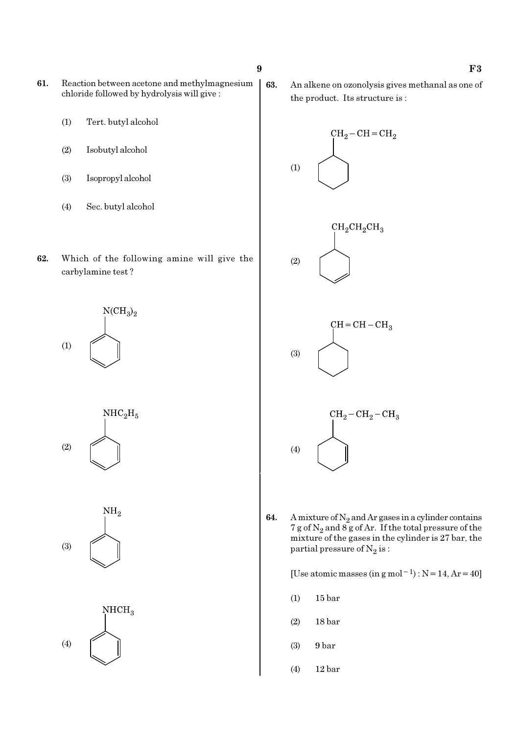61. Reaction between acetone and methylmagnesium chloride followed by hydrolysis will give :

(1) Tert. butyl alcohol

(2) Isobutyl alcohol

(3) Isopropyl alcohol

(4) Sec. butyl alcohol

62. Which of the following amine will give the carbylamine test ?

(1) $N(CH_3)_2$ attached to benzene ring

(2) $NHC_2H_5$ attached to benzene ring

(3) $NH_2$ attached to benzene ring

(4) $NHCH_3$ attached to benzene ring

63. An alkene on ozonolysis gives methanal as one of the product. Its structure is :

(1) $CH_2-CH=CH_2$ attached to cyclohexane ring

(2) $CH_2CH_2CH_3$ attached to cyclohexene ring

(3) $CH=CH-CH_3$ attached to cyclohexane ring

(4) $CH_2-CH_2-CH_3$ attached to cyclohexene ring

64. A mixture of $N_2$ and Ar gases in a cylinder contains 7 g of $N_2$ and 8 g of Ar. If the total pressure of the mixture of the gases in the cylinder is 27 bar, the partial pressure of $N_2$ is :

[Use atomic masses (in g $mol^{-1}$) : N = 14, Ar = 40]

(1) 15 bar

(2) 18 bar

(3) 9 bar

(4) 12 bar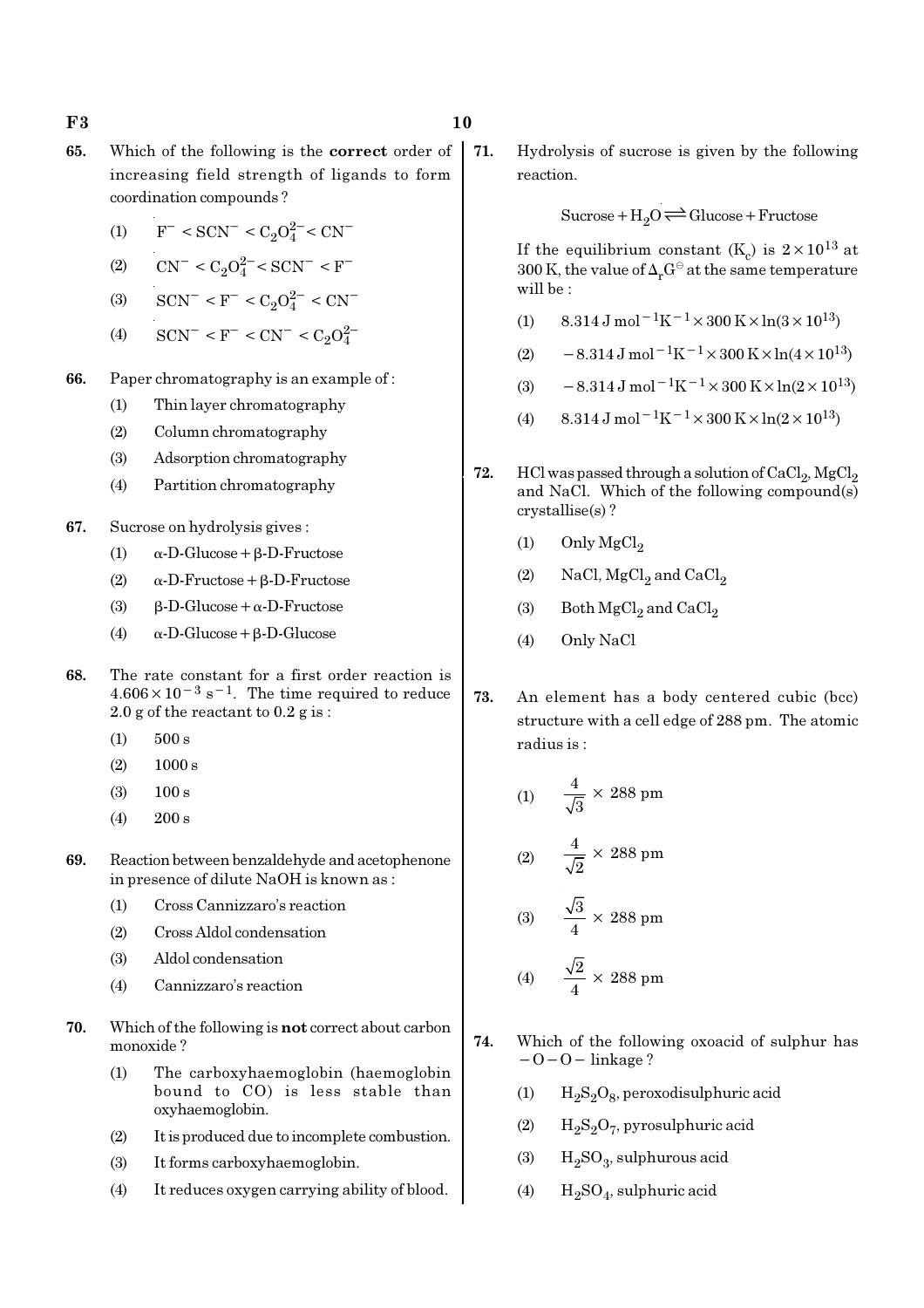65. Which of the following is the **correct** order of increasing field strength of ligands to form coordination compounds ?

(1) $F^- < SCN^- < C_2O_4^{2-} < CN^-$

(2) $CN^- < C_2O_4^{2-} < SCN^- < F^-$

(3) $SCN^- < F^- < C_2O_4^{2-} < CN^-$

(4) $SCN^- < F^- < CN^- < C_2O_4^{2-}$

66. Paper chromatography is an example of :

(1) Thin layer chromatography

(2) Column chromatography

(3) Adsorption chromatography

(4) Partition chromatography

67. Sucrose on hydrolysis gives :

(1) $\alpha$-D-Glucose + $\beta$-D-Fructose

(2) $\alpha$-D-Fructose + $\beta$-D-Fructose

(3) $\beta$-D-Glucose + $\alpha$-D-Fructose

(4) $\alpha$-D-Glucose + $\beta$-D-Glucose

68. The rate constant for a first order reaction is $4.606 \times 10^{-3}\ s^{-1}$. The time required to reduce 2.0 g of the reactant to 0.2 g is :

(1) 500 s

(2) 1000 s

(3) 100 s

(4) 200 s

69. Reaction between benzaldehyde and acetophenone in presence of dilute NaOH is known as :

(1) Cross Cannizzaro's reaction

(2) Cross Aldol condensation

(3) Aldol condensation

(4) Cannizzaro's reaction

70. Which of the following is **not** correct about carbon monoxide ?

(1) The carboxyhaemoglobin (haemoglobin bound to CO) is less stable than oxyhaemoglobin.

(2) It is produced due to incomplete combustion.

(3) It forms carboxyhaemoglobin.

(4) It reduces oxygen carrying ability of blood.

71. Hydrolysis of sucrose is given by the following reaction.

$$\text{Sucrose} + H_2O \rightleftharpoons \text{Glucose} + \text{Fructose}$$

If the equilibrium constant ($K_c$) is $2 \times 10^{13}$ at 300 K, the value of $\Delta_r G^\ominus$ at the same temperature will be :

(1) $8.314\ J\ mol^{-1}K^{-1} \times 300\ K \times \ln(3 \times 10^{13})$

(2) $-8.314\ J\ mol^{-1}K^{-1} \times 300\ K \times \ln(4 \times 10^{13})$

(3) $-8.314\ J\ mol^{-1}K^{-1} \times 300\ K \times \ln(2 \times 10^{13})$

(4) $8.314\ J\ mol^{-1}K^{-1} \times 300\ K \times \ln(2 \times 10^{13})$

72. HCl was passed through a solution of $CaCl_2$, $MgCl_2$ and NaCl. Which of the following compound(s) crystallise(s) ?

(1) Only $MgCl_2$

(2) NaCl, $MgCl_2$ and $CaCl_2$

(3) Both $MgCl_2$ and $CaCl_2$

(4) Only NaCl

73. An element has a body centered cubic (bcc) structure with a cell edge of 288 pm. The atomic radius is :

(1) $\dfrac{4}{\sqrt{3}} \times 288$ pm

(2) $\dfrac{4}{\sqrt{2}} \times 288$ pm

(3) $\dfrac{\sqrt{3}}{4} \times 288$ pm

(4) $\dfrac{\sqrt{2}}{4} \times 288$ pm

74. Which of the following oxoacid of sulphur has $-O-O-$ linkage ?

(1) $H_2S_2O_8$, peroxodisulphuric acid

(2) $H_2S_2O_7$, pyrosulphuric acid

(3) $H_2SO_3$, sulphurous acid

(4) $H_2SO_4$, sulphuric acid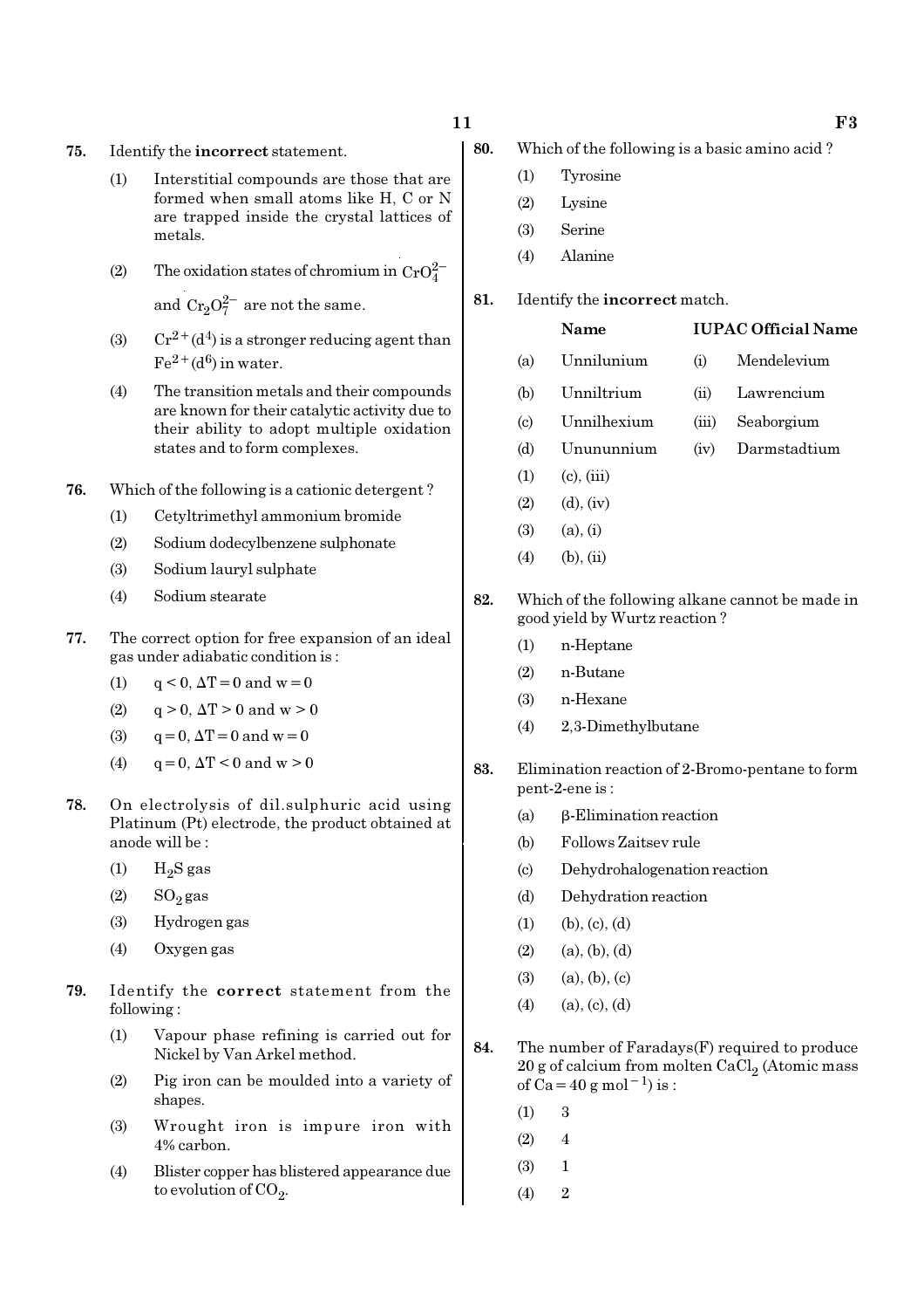75. Identify the **incorrect** statement.

(1) Interstitial compounds are those that are formed when small atoms like H, C or N are trapped inside the crystal lattices of metals.

(2) The oxidation states of chromium in $CrO_4^{2-}$ and $Cr_2O_7^{2-}$ are not the same.

(3) $Cr^{2+}(d^4)$ is a stronger reducing agent than $Fe^{2+}(d^6)$ in water.

(4) The transition metals and their compounds are known for their catalytic activity due to their ability to adopt multiple oxidation states and to form complexes.

76. Which of the following is a cationic detergent ?

(1) Cetyltrimethyl ammonium bromide

(2) Sodium dodecylbenzene sulphonate

(3) Sodium lauryl sulphate

(4) Sodium stearate

77. The correct option for free expansion of an ideal gas under adiabatic condition is :

(1) $q < 0$, $\Delta T = 0$ and $w = 0$

(2) $q > 0$, $\Delta T > 0$ and $w > 0$

(3) $q = 0$, $\Delta T = 0$ and $w = 0$

(4) $q = 0$, $\Delta T < 0$ and $w > 0$

78. On electrolysis of dil.sulphuric acid using Platinum (Pt) electrode, the product obtained at anode will be :

(1) $H_2S$ gas

(2) $SO_2$ gas

(3) Hydrogen gas

(4) Oxygen gas

79. Identify the **correct** statement from the following :

(1) Vapour phase refining is carried out for Nickel by Van Arkel method.

(2) Pig iron can be moulded into a variety of shapes.

(3) Wrought iron is impure iron with 4% carbon.

(4) Blister copper has blistered appearance due to evolution of $CO_2$.

80. Which of the following is a basic amino acid ?

(1) Tyrosine

(2) Lysine

(3) Serine

(4) Alanine

81. Identify the **incorrect** match.

| | Name | | IUPAC Official Name |
|---|---|---|---|
| (a) | Unnilunium | (i) | Mendelevium |
| (b) | Unniltrium | (ii) | Lawrencium |
| (c) | Unnilhexium | (iii) | Seaborgium |
| (d) | Unununnium | (iv) | Darmstadtium |

(1) (c), (iii)

(2) (d), (iv)

(3) (a), (i)

(4) (b), (ii)

82. Which of the following alkane cannot be made in good yield by Wurtz reaction ?

(1) n-Heptane

(2) n-Butane

(3) n-Hexane

(4) 2,3-Dimethylbutane

83. Elimination reaction of 2-Bromo-pentane to form pent-2-ene is :

(a) β-Elimination reaction

(b) Follows Zaitsev rule

(c) Dehydrohalogenation reaction

(d) Dehydration reaction

(1) (b), (c), (d)

(2) (a), (b), (d)

(3) (a), (b), (c)

(4) (a), (c), (d)

84. The number of Faradays(F) required to produce 20 g of calcium from molten $CaCl_2$ (Atomic mass of Ca = 40 g $mol^{-1}$) is :

(1) 3

(2) 4

(3) 1

(4) 2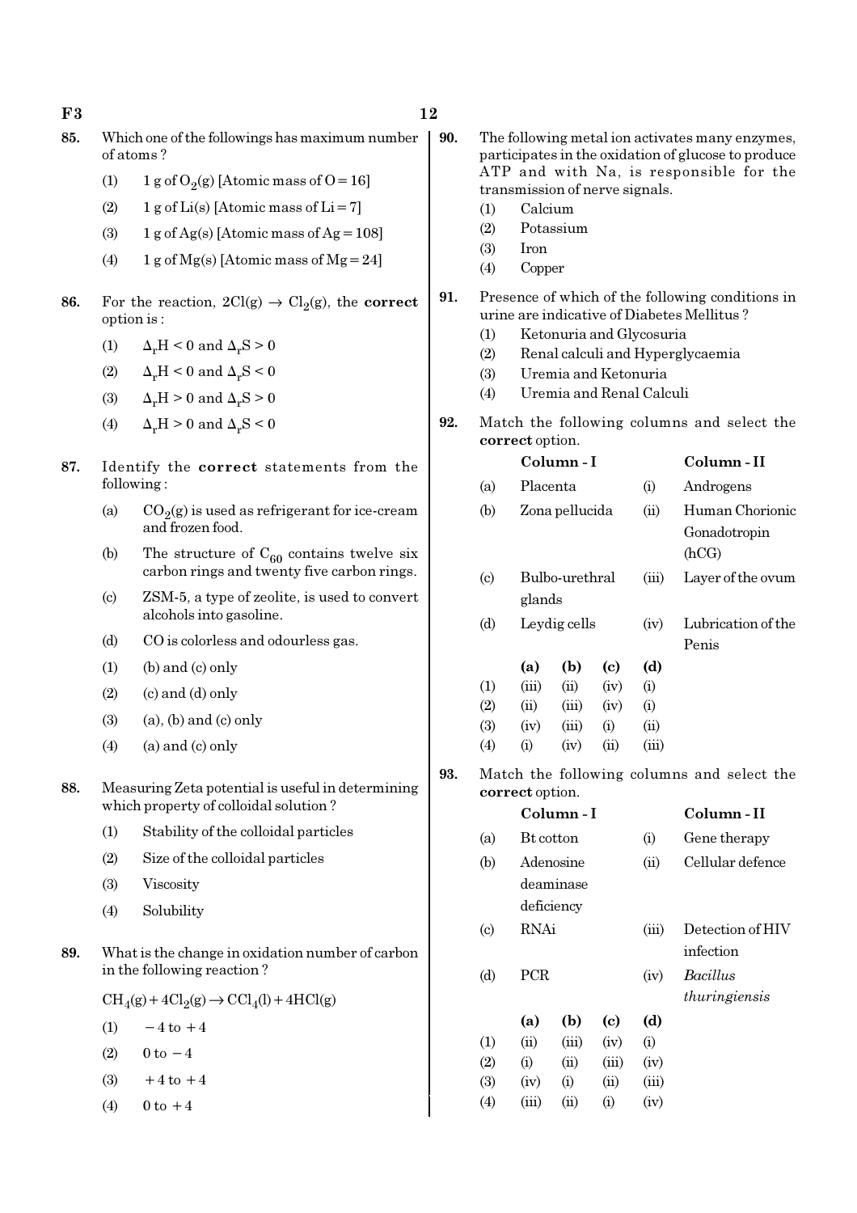**85.** Which one of the followings has maximum number of atoms ?

(1) 1 g of $O_2(g)$ [Atomic mass of O = 16]

(2) 1 g of Li(s) [Atomic mass of Li = 7]

(3) 1 g of Ag(s) [Atomic mass of Ag = 108]

(4) 1 g of Mg(s) [Atomic mass of Mg = 24]

**86.** For the reaction, $2Cl(g) \rightarrow Cl_2(g)$, the **correct** option is :

(1) $\Delta_rH < 0$ and $\Delta_rS > 0$

(2) $\Delta_rH < 0$ and $\Delta_rS < 0$

(3) $\Delta_rH > 0$ and $\Delta_rS > 0$

(4) $\Delta_rH > 0$ and $\Delta_rS < 0$

**87.** Identify the **correct** statements from the following :

(a) $CO_2(g)$ is used as refrigerant for ice-cream and frozen food.

(b) The structure of $C_{60}$ contains twelve six carbon rings and twenty five carbon rings.

(c) ZSM-5, a type of zeolite, is used to convert alcohols into gasoline.

(d) CO is colorless and odourless gas.

(1) (b) and (c) only

(2) (c) and (d) only

(3) (a), (b) and (c) only

(4) (a) and (c) only

**88.** Measuring Zeta potential is useful in determining which property of colloidal solution ?

(1) Stability of the colloidal particles

(2) Size of the colloidal particles

(3) Viscosity

(4) Solubility

**89.** What is the change in oxidation number of carbon in the following reaction ?

$$CH_4(g) + 4Cl_2(g) \rightarrow CCl_4(l) + 4HCl(g)$$

(1) $-4$ to $+4$

(2) $0$ to $-4$

(3) $+4$ to $+4$

(4) $0$ to $+4$

**90.** The following metal ion activates many enzymes, participates in the oxidation of glucose to produce ATP and with Na, is responsible for the transmission of nerve signals.

(1) Calcium

(2) Potassium

(3) Iron

(4) Copper

**91.** Presence of which of the following conditions in urine are indicative of Diabetes Mellitus ?

(1) Ketonuria and Glycosuria

(2) Renal calculi and Hyperglycaemia

(3) Uremia and Ketonuria

(4) Uremia and Renal Calculi

**92.** Match the following columns and select the **correct** option.

| | Column - I | | Column - II |
|---|---|---|---|
| (a) | Placenta | (i) | Androgens |
| (b) | Zona pellucida | (ii) | Human Chorionic Gonadotropin (hCG) |
| (c) | Bulbo-urethral glands | (iii) | Layer of the ovum |
| (d) | Leydig cells | (iv) | Lubrication of the Penis |

| | (a) | (b) | (c) | (d) |
|---|---|---|---|---|
| (1) | (iii) | (ii) | (iv) | (i) |
| (2) | (ii) | (iii) | (iv) | (i) |
| (3) | (iv) | (iii) | (i) | (ii) |
| (4) | (i) | (iv) | (ii) | (iii) |

**93.** Match the following columns and select the **correct** option.

| | Column - I | | Column - II |
|---|---|---|---|
| (a) | Bt cotton | (i) | Gene therapy |
| (b) | Adenosine deaminase deficiency | (ii) | Cellular defence |
| (c) | RNAi | (iii) | Detection of HIV infection |
| (d) | PCR | (iv) | *Bacillus thuringiensis* |

| | (a) | (b) | (c) | (d) |
|---|---|---|---|---|
| (1) | (ii) | (iii) | (iv) | (i) |
| (2) | (i) | (ii) | (iii) | (iv) |
| (3) | (iv) | (i) | (ii) | (iii) |
| (4) | (iii) | (ii) | (i) | (iv) |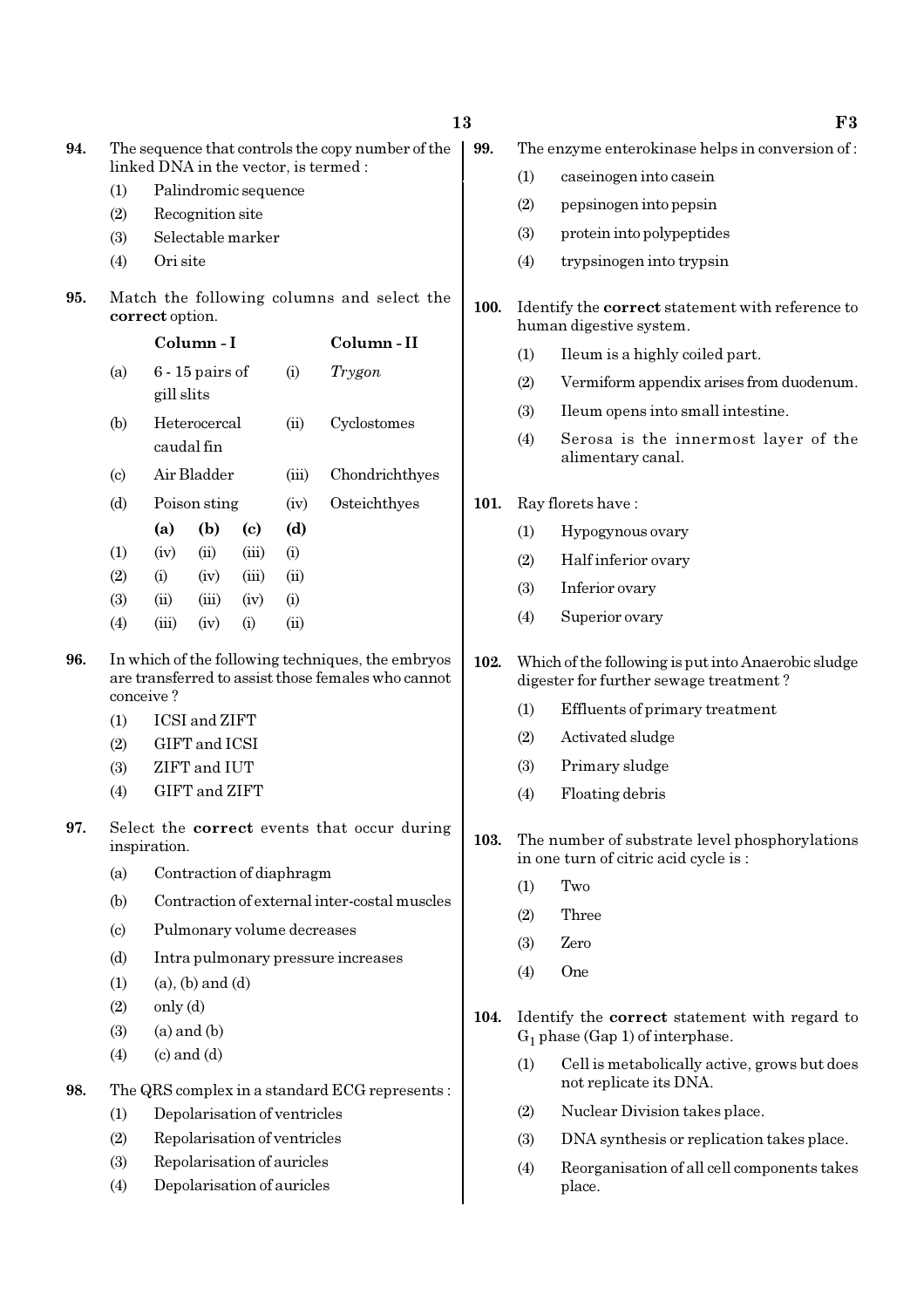**94.** The sequence that controls the copy number of the linked DNA in the vector, is termed :

(1) Palindromic sequence

(2) Recognition site

(3) Selectable marker

(4) Ori site

**95.** Match the following columns and select the **correct** option.

| | Column - I | | Column - II |
|---|---|---|---|
| (a) | 6 - 15 pairs of gill slits | (i) | *Trygon* |
| (b) | Heterocercal caudal fin | (ii) | Cyclostomes |
| (c) | Air Bladder | (iii) | Chondrichthyes |
| (d) | Poison sting | (iv) | Osteichthyes |

| | (a) | (b) | (c) | (d) |
|---|---|---|---|---|
| (1) | (iv) | (ii) | (iii) | (i) |
| (2) | (i) | (iv) | (iii) | (ii) |
| (3) | (ii) | (iii) | (iv) | (i) |
| (4) | (iii) | (iv) | (i) | (ii) |

**96.** In which of the following techniques, the embryos are transferred to assist those females who cannot conceive ?

(1) ICSI and ZIFT

(2) GIFT and ICSI

(3) ZIFT and IUT

(4) GIFT and ZIFT

**97.** Select the **correct** events that occur during inspiration.

(a) Contraction of diaphragm

(b) Contraction of external inter-costal muscles

(c) Pulmonary volume decreases

(d) Intra pulmonary pressure increases

(1) (a), (b) and (d)

(2) only (d)

(3) (a) and (b)

(4) (c) and (d)

**98.** The QRS complex in a standard ECG represents :

(1) Depolarisation of ventricles

(2) Repolarisation of ventricles

(3) Repolarisation of auricles

(4) Depolarisation of auricles

**99.** The enzyme enterokinase helps in conversion of :

(1) caseinogen into casein

(2) pepsinogen into pepsin

(3) protein into polypeptides

(4) trypsinogen into trypsin

**100.** Identify the **correct** statement with reference to human digestive system.

(1) Ileum is a highly coiled part.

(2) Vermiform appendix arises from duodenum.

(3) Ileum opens into small intestine.

(4) Serosa is the innermost layer of the alimentary canal.

**101.** Ray florets have :

(1) Hypogynous ovary

(2) Half inferior ovary

(3) Inferior ovary

(4) Superior ovary

**102.** Which of the following is put into Anaerobic sludge digester for further sewage treatment ?

(1) Effluents of primary treatment

(2) Activated sludge

(3) Primary sludge

(4) Floating debris

**103.** The number of substrate level phosphorylations in one turn of citric acid cycle is :

(1) Two

(2) Three

(3) Zero

(4) One

**104.** Identify the **correct** statement with regard to $G_1$ phase (Gap 1) of interphase.

(1) Cell is metabolically active, grows but does not replicate its DNA.

(2) Nuclear Division takes place.

(3) DNA synthesis or replication takes place.

(4) Reorganisation of all cell components takes place.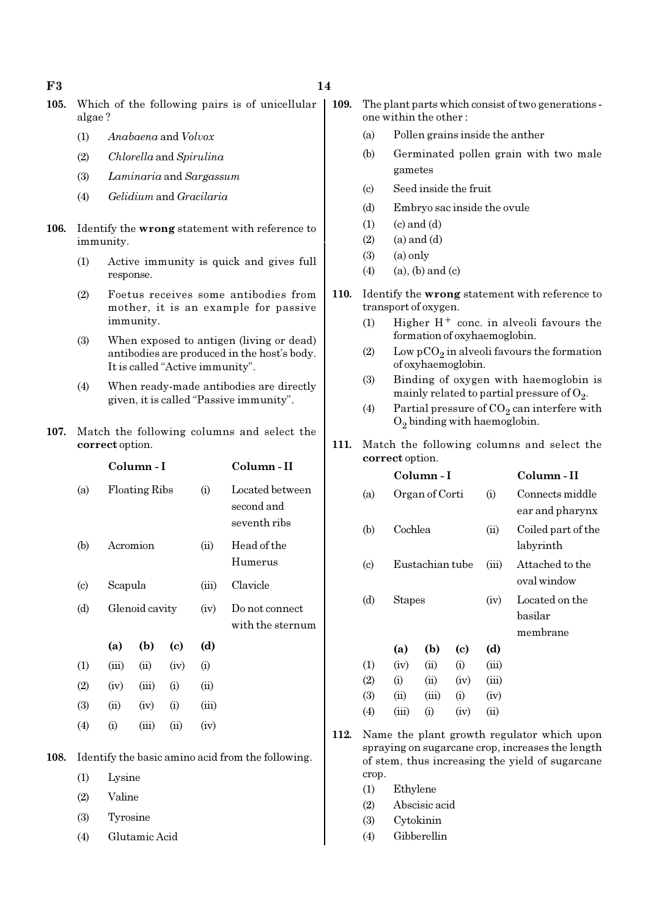**105.** Which of the following pairs is of unicellular algae ?

(1) *Anabaena* and *Volvox*

(2) *Chlorella* and *Spirulina*

(3) *Laminaria* and *Sargassum*

(4) *Gelidium* and *Gracilaria*

**106.** Identify the **wrong** statement with reference to immunity.

(1) Active immunity is quick and gives full response.

(2) Foetus receives some antibodies from mother, it is an example for passive immunity.

(3) When exposed to antigen (living or dead) antibodies are produced in the host's body. It is called "Active immunity".

(4) When ready-made antibodies are directly given, it is called "Passive immunity".

**107.** Match the following columns and select the **correct** option.

| | Column - I | | Column - II |
|---|---|---|---|
| (a) | Floating Ribs | (i) | Located between second and seventh ribs |
| (b) | Acromion | (ii) | Head of the Humerus |
| (c) | Scapula | (iii) | Clavicle |
| (d) | Glenoid cavity | (iv) | Do not connect with the sternum |

| | (a) | (b) | (c) | (d) |
|---|---|---|---|---|
| (1) | (iii) | (ii) | (iv) | (i) |
| (2) | (iv) | (iii) | (i) | (ii) |
| (3) | (ii) | (iv) | (i) | (iii) |
| (4) | (i) | (iii) | (ii) | (iv) |

**108.** Identify the basic amino acid from the following.

(1) Lysine

(2) Valine

(3) Tyrosine

(4) Glutamic Acid

**109.** The plant parts which consist of two generations - one within the other :

(a) Pollen grains inside the anther

(b) Germinated pollen grain with two male gametes

(c) Seed inside the fruit

(d) Embryo sac inside the ovule

(1) (c) and (d)

(2) (a) and (d)

(3) (a) only

(4) (a), (b) and (c)

**110.** Identify the **wrong** statement with reference to transport of oxygen.

(1) Higher $H^+$ conc. in alveoli favours the formation of oxyhaemoglobin.

(2) Low $pCO_2$ in alveoli favours the formation of oxyhaemoglobin.

(3) Binding of oxygen with haemoglobin is mainly related to partial pressure of $O_2$.

(4) Partial pressure of $CO_2$ can interfere with $O_2$ binding with haemoglobin.

**111.** Match the following columns and select the **correct** option.

| | Column - I | | Column - II |
|---|---|---|---|
| (a) | Organ of Corti | (i) | Connects middle ear and pharynx |
| (b) | Cochlea | (ii) | Coiled part of the labyrinth |
| (c) | Eustachian tube | (iii) | Attached to the oval window |
| (d) | Stapes | (iv) | Located on the basilar membrane |

| | (a) | (b) | (c) | (d) |
|---|---|---|---|---|
| (1) | (iv) | (ii) | (i) | (iii) |
| (2) | (i) | (ii) | (iv) | (iii) |
| (3) | (ii) | (iii) | (i) | (iv) |
| (4) | (iii) | (i) | (iv) | (ii) |

**112.** Name the plant growth regulator which upon spraying on sugarcane crop, increases the length of stem, thus increasing the yield of sugarcane crop.

(1) Ethylene

(2) Abscisic acid

(3) Cytokinin

(4) Gibberellin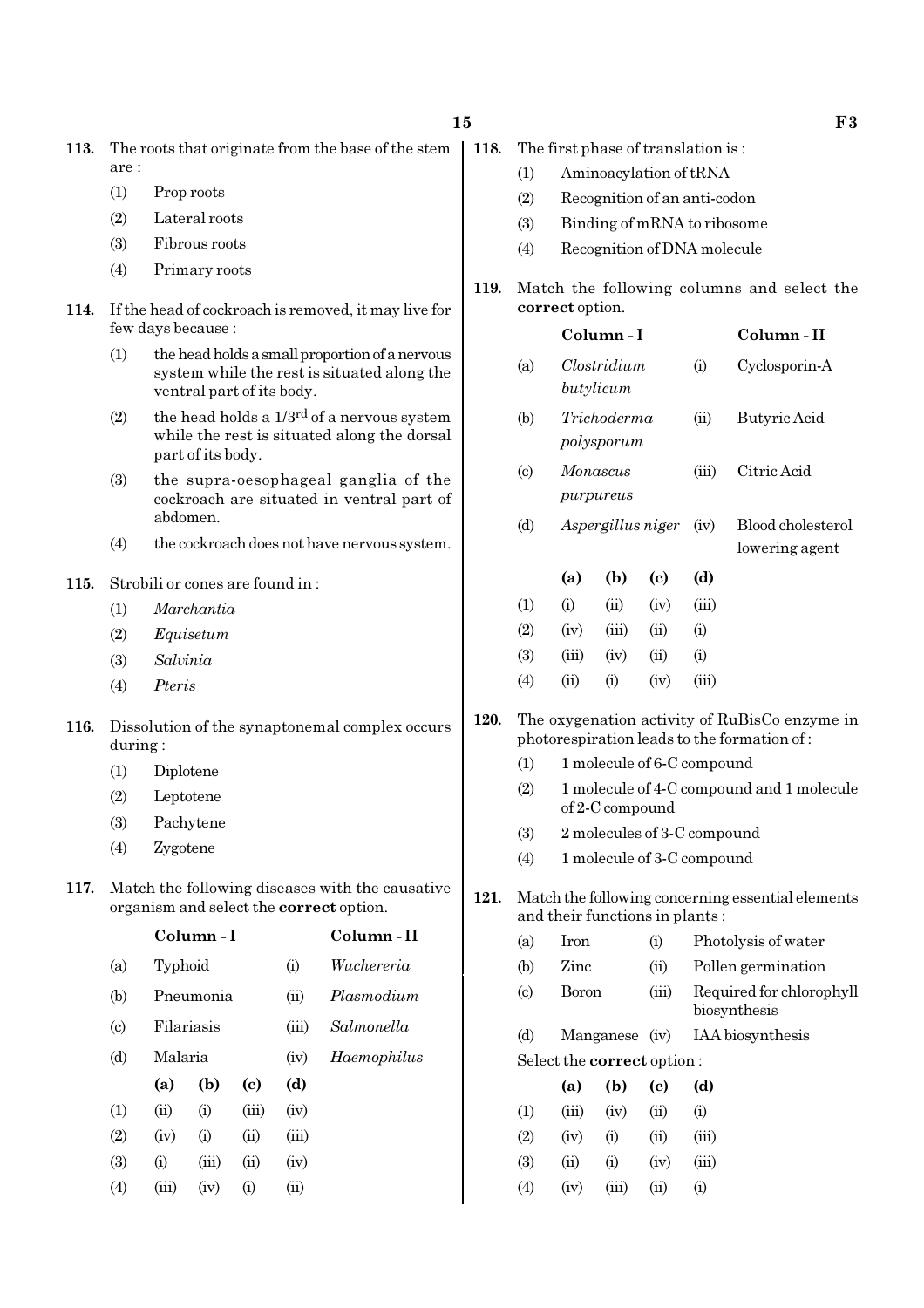**113.** The roots that originate from the base of the stem are :

(1) Prop roots

(2) Lateral roots

(3) Fibrous roots

(4) Primary roots

**114.** If the head of cockroach is removed, it may live for few days because :

(1) the head holds a small proportion of a nervous system while the rest is situated along the ventral part of its body.

(2) the head holds a $1/3^{rd}$ of a nervous system while the rest is situated along the dorsal part of its body.

(3) the supra-oesophageal ganglia of the cockroach are situated in ventral part of abdomen.

(4) the cockroach does not have nervous system.

**115.** Strobili or cones are found in :

(1) *Marchantia*

(2) *Equisetum*

(3) *Salvinia*

(4) *Pteris*

**116.** Dissolution of the synaptonemal complex occurs during :

(1) Diplotene

(2) Leptotene

(3) Pachytene

(4) Zygotene

**117.** Match the following diseases with the causative organism and select the **correct** option.

| | Column - I | | Column - II |
|---|---|---|---|
| (a) | Typhoid | (i) | *Wuchereria* |
| (b) | Pneumonia | (ii) | *Plasmodium* |
| (c) | Filariasis | (iii) | *Salmonella* |
| (d) | Malaria | (iv) | *Haemophilus* |

| | (a) | (b) | (c) | (d) |
|---|---|---|---|---|
| (1) | (ii) | (i) | (iii) | (iv) |
| (2) | (iv) | (i) | (ii) | (iii) |
| (3) | (i) | (iii) | (ii) | (iv) |
| (4) | (iii) | (iv) | (i) | (ii) |

**118.** The first phase of translation is :

(1) Aminoacylation of tRNA

(2) Recognition of an anti-codon

(3) Binding of mRNA to ribosome

(4) Recognition of DNA molecule

**119.** Match the following columns and select the **correct** option.

| | Column - I | | Column - II |
|---|---|---|---|
| (a) | *Clostridium butylicum* | (i) | Cyclosporin-A |
| (b) | *Trichoderma polysporum* | (ii) | Butyric Acid |
| (c) | *Monascus purpureus* | (iii) | Citric Acid |
| (d) | *Aspergillus niger* | (iv) | Blood cholesterol lowering agent |

| | (a) | (b) | (c) | (d) |
|---|---|---|---|---|
| (1) | (i) | (ii) | (iv) | (iii) |
| (2) | (iv) | (iii) | (ii) | (i) |
| (3) | (iii) | (iv) | (ii) | (i) |
| (4) | (ii) | (i) | (iv) | (iii) |

**120.** The oxygenation activity of RuBisCo enzyme in photorespiration leads to the formation of :

(1) 1 molecule of 6-C compound

(2) 1 molecule of 4-C compound and 1 molecule of 2-C compound

(3) 2 molecules of 3-C compound

(4) 1 molecule of 3-C compound

**121.** Match the following concerning essential elements and their functions in plants :

| | | | |
|---|---|---|---|
| (a) | Iron | (i) | Photolysis of water |
| (b) | Zinc | (ii) | Pollen germination |
| (c) | Boron | (iii) | Required for chlorophyll biosynthesis |
| (d) | Manganese | (iv) | IAA biosynthesis |

Select the **correct** option :

| | (a) | (b) | (c) | (d) |
|---|---|---|---|---|
| (1) | (iii) | (iv) | (ii) | (i) |
| (2) | (iv) | (i) | (ii) | (iii) |
| (3) | (ii) | (i) | (iv) | (iii) |
| (4) | (iv) | (iii) | (ii) | (i) |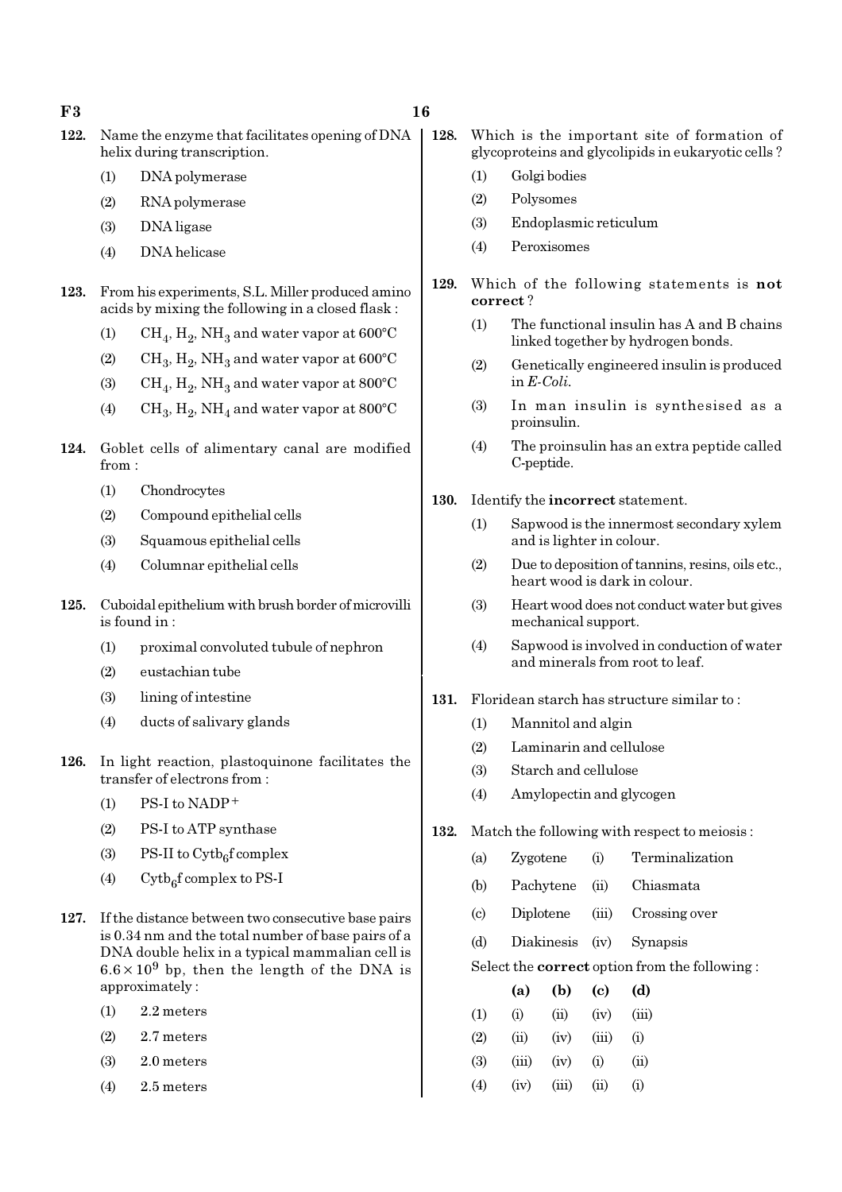122. Name the enzyme that facilitates opening of DNA helix during transcription.

(1) DNA polymerase

(2) RNA polymerase

(3) DNA ligase

(4) DNA helicase

123. From his experiments, S.L. Miller produced amino acids by mixing the following in a closed flask :

(1) $CH_4$, $H_2$, $NH_3$ and water vapor at 600°C

(2) $CH_3$, $H_2$, $NH_3$ and water vapor at 600°C

(3) $CH_4$, $H_2$, $NH_3$ and water vapor at 800°C

(4) $CH_3$, $H_2$, $NH_4$ and water vapor at 800°C

124. Goblet cells of alimentary canal are modified from :

(1) Chondrocytes

(2) Compound epithelial cells

(3) Squamous epithelial cells

(4) Columnar epithelial cells

125. Cuboidal epithelium with brush border of microvilli is found in :

(1) proximal convoluted tubule of nephron

(2) eustachian tube

(3) lining of intestine

(4) ducts of salivary glands

126. In light reaction, plastoquinone facilitates the transfer of electrons from :

(1) PS-I to $NADP^+$

(2) PS-I to ATP synthase

(3) PS-II to $Cytb_6f$ complex

(4) $Cytb_6f$ complex to PS-I

127. If the distance between two consecutive base pairs is 0.34 nm and the total number of base pairs of a DNA double helix in a typical mammalian cell is $6.6 \times 10^9$ bp, then the length of the DNA is approximately :

(1) 2.2 meters

(2) 2.7 meters

(3) 2.0 meters

(4) 2.5 meters

128. Which is the important site of formation of glycoproteins and glycolipids in eukaryotic cells ?

(1) Golgi bodies

(2) Polysomes

(3) Endoplasmic reticulum

(4) Peroxisomes

129. Which of the following statements is **not correct** ?

(1) The functional insulin has A and B chains linked together by hydrogen bonds.

(2) Genetically engineered insulin is produced in *E-Coli*.

(3) In man insulin is synthesised as a proinsulin.

(4) The proinsulin has an extra peptide called C-peptide.

130. Identify the **incorrect** statement.

(1) Sapwood is the innermost secondary xylem and is lighter in colour.

(2) Due to deposition of tannins, resins, oils etc., heart wood is dark in colour.

(3) Heart wood does not conduct water but gives mechanical support.

(4) Sapwood is involved in conduction of water and minerals from root to leaf.

131. Floridean starch has structure similar to :

(1) Mannitol and algin

(2) Laminarin and cellulose

(3) Starch and cellulose

(4) Amylopectin and glycogen

132. Match the following with respect to meiosis :

| | | | |
|---|---|---|---|
| (a) | Zygotene | (i) | Terminalization |
| (b) | Pachytene | (ii) | Chiasmata |
| (c) | Diplotene | (iii) | Crossing over |
| (d) | Diakinesis | (iv) | Synapsis |

Select the **correct** option from the following :

| | (a) | (b) | (c) | (d) |
|---|---|---|---|---|
| (1) | (i) | (ii) | (iv) | (iii) |
| (2) | (ii) | (iv) | (iii) | (i) |
| (3) | (iii) | (iv) | (i) | (ii) |
| (4) | (iv) | (iii) | (ii) | (i) |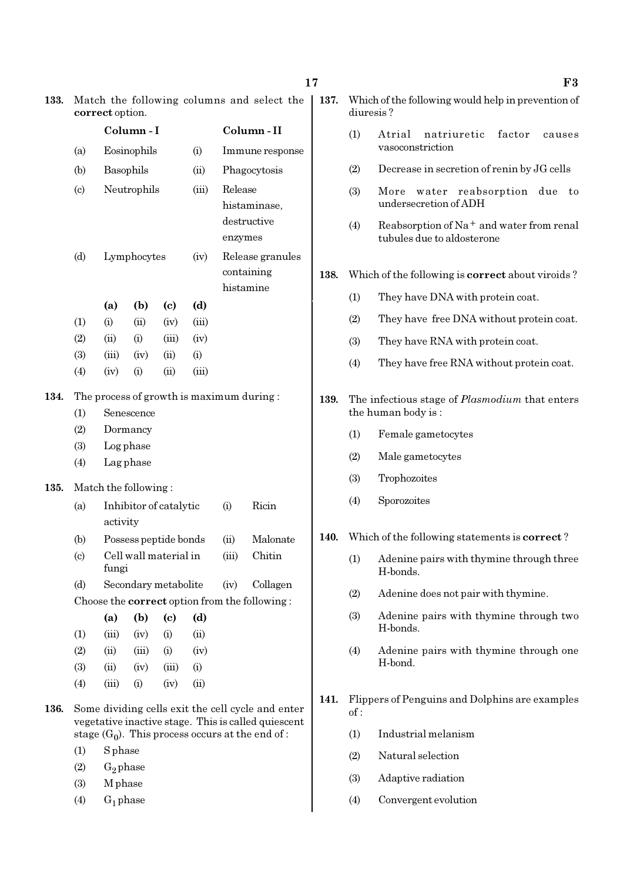**133.** Match the following columns and select the **correct** option.

| | Column - I | | Column - II |
|---|---|---|---|
| (a) | Eosinophils | (i) | Immune response |
| (b) | Basophils | (ii) | Phagocytosis |
| (c) | Neutrophils | (iii) | Release histaminase, destructive enzymes |
| (d) | Lymphocytes | (iv) | Release granules containing histamine |

| | (a) | (b) | (c) | (d) |
|---|---|---|---|---|
| (1) | (i) | (ii) | (iv) | (iii) |
| (2) | (ii) | (i) | (iii) | (iv) |
| (3) | (iii) | (iv) | (ii) | (i) |
| (4) | (iv) | (i) | (ii) | (iii) |

**134.** The process of growth is maximum during :

(1) Senescence

(2) Dormancy

(3) Log phase

(4) Lag phase

**135.** Match the following :

| | | | |
|---|---|---|---|
| (a) | Inhibitor of catalytic activity | (i) | Ricin |
| (b) | Possess peptide bonds | (ii) | Malonate |
| (c) | Cell wall material in fungi | (iii) | Chitin |
| (d) | Secondary metabolite | (iv) | Collagen |

Choose the **correct** option from the following :

| | (a) | (b) | (c) | (d) |
|---|---|---|---|---|
| (1) | (iii) | (iv) | (i) | (ii) |
| (2) | (ii) | (iii) | (i) | (iv) |
| (3) | (ii) | (iv) | (iii) | (i) |
| (4) | (iii) | (i) | (iv) | (ii) |

**136.** Some dividing cells exit the cell cycle and enter vegetative inactive stage. This is called quiescent stage ($G_0$). This process occurs at the end of :

(1) S phase

(2) $G_2$ phase

(3) M phase

(4) $G_1$ phase

**137.** Which of the following would help in prevention of diuresis ?

(1) Atrial natriuretic factor causes vasoconstriction

(2) Decrease in secretion of renin by JG cells

(3) More water reabsorption due to undersecretion of ADH

(4) Reabsorption of $Na^+$ and water from renal tubules due to aldosterone

**138.** Which of the following is **correct** about viroids ?

(1) They have DNA with protein coat.

(2) They have free DNA without protein coat.

(3) They have RNA with protein coat.

(4) They have free RNA without protein coat.

**139.** The infectious stage of *Plasmodium* that enters the human body is :

(1) Female gametocytes

(2) Male gametocytes

(3) Trophozoites

(4) Sporozoites

**140.** Which of the following statements is **correct** ?

(1) Adenine pairs with thymine through three H-bonds.

(2) Adenine does not pair with thymine.

(3) Adenine pairs with thymine through two H-bonds.

(4) Adenine pairs with thymine through one H-bond.

**141.** Flippers of Penguins and Dolphins are examples of :

(1) Industrial melanism

(2) Natural selection

(3) Adaptive radiation

(4) Convergent evolution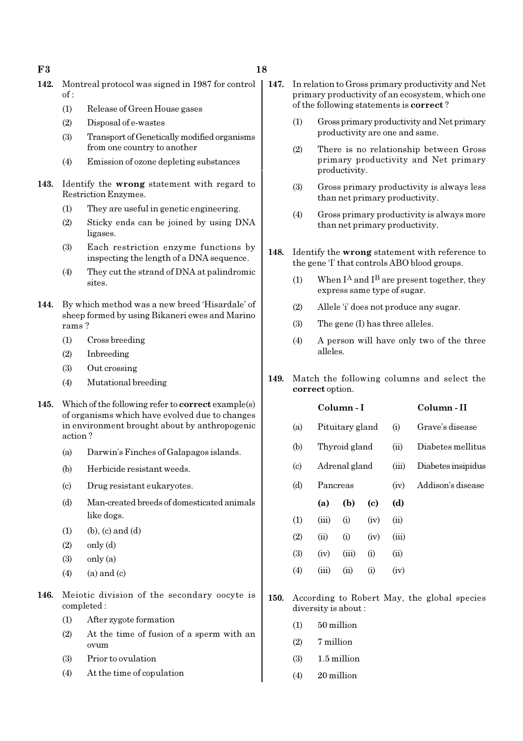142. Montreal protocol was signed in 1987 for control of :

(1) Release of Green House gases
(2) Disposal of e-wastes
(3) Transport of Genetically modified organisms from one country to another
(4) Emission of ozone depleting substances

143. Identify the **wrong** statement with regard to Restriction Enzymes.

(1) They are useful in genetic engineering.
(2) Sticky ends can be joined by using DNA ligases.
(3) Each restriction enzyme functions by inspecting the length of a DNA sequence.
(4) They cut the strand of DNA at palindromic sites.

144. By which method was a new breed 'Hisardale' of sheep formed by using Bikaneri ewes and Marino rams ?

(1) Cross breeding
(2) Inbreeding
(3) Out crossing
(4) Mutational breeding

145. Which of the following refer to **correct** example(s) of organisms which have evolved due to changes in environment brought about by anthropogenic action ?

(a) Darwin's Finches of Galapagos islands.
(b) Herbicide resistant weeds.
(c) Drug resistant eukaryotes.
(d) Man-created breeds of domesticated animals like dogs.

(1) (b), (c) and (d)
(2) only (d)
(3) only (a)
(4) (a) and (c)

146. Meiotic division of the secondary oocyte is completed :

(1) After zygote formation
(2) At the time of fusion of a sperm with an ovum
(3) Prior to ovulation
(4) At the time of copulation

147. In relation to Gross primary productivity and Net primary productivity of an ecosystem, which one of the following statements is **correct** ?

(1) Gross primary productivity and Net primary productivity are one and same.
(2) There is no relationship between Gross primary productivity and Net primary productivity.
(3) Gross primary productivity is always less than net primary productivity.
(4) Gross primary productivity is always more than net primary productivity.

148. Identify the **wrong** statement with reference to the gene 'I' that controls ABO blood groups.

(1) When $I^A$ and $I^B$ are present together, they express same type of sugar.
(2) Allele 'i' does not produce any sugar.
(3) The gene (I) has three alleles.
(4) A person will have only two of the three alleles.

149. Match the following columns and select the **correct** option.

| | Column - I | | Column - II |
|---|---|---|---|
| (a) | Pituitary gland | (i) | Grave's disease |
| (b) | Thyroid gland | (ii) | Diabetes mellitus |
| (c) | Adrenal gland | (iii) | Diabetes insipidus |
| (d) | Pancreas | (iv) | Addison's disease |

| | (a) | (b) | (c) | (d) |
|---|---|---|---|---|
| (1) | (iii) | (i) | (iv) | (ii) |
| (2) | (ii) | (i) | (iv) | (iii) |
| (3) | (iv) | (iii) | (i) | (ii) |
| (4) | (iii) | (ii) | (i) | (iv) |

150. According to Robert May, the global species diversity is about :

(1) 50 million
(2) 7 million
(3) 1.5 million
(4) 20 million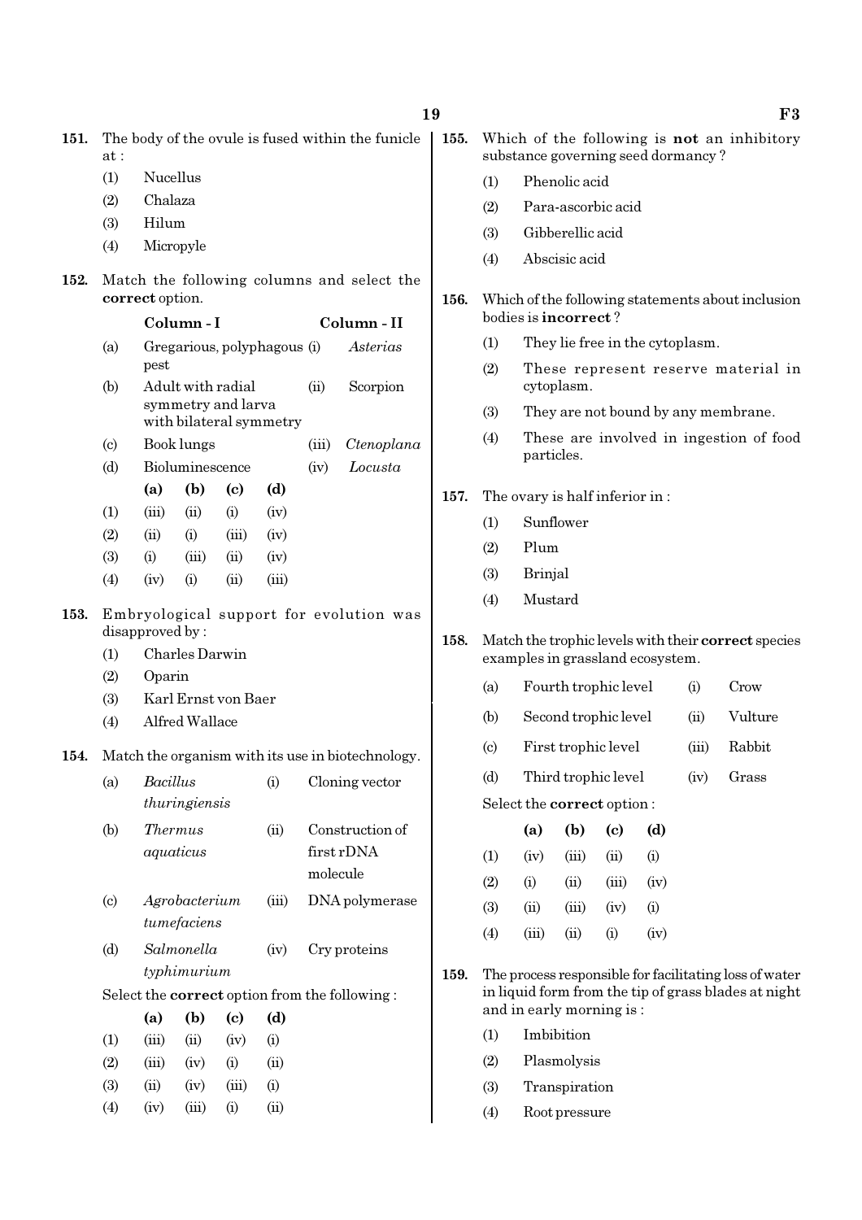**151.** The body of the ovule is fused within the funicle at :

(1) Nucellus
(2) Chalaza
(3) Hilum
(4) Micropyle

**152.** Match the following columns and select the **correct** option.

| | Column - I | | Column - II |
|---|---|---|---|
| (a) | Gregarious, polyphagous pest | (i) | *Asterias* |
| (b) | Adult with radial symmetry and larva with bilateral symmetry | (ii) | Scorpion |
| (c) | Book lungs | (iii) | *Ctenoplana* |
| (d) | Bioluminescence | (iv) | *Locusta* |

| | (a) | (b) | (c) | (d) |
|---|---|---|---|---|
| (1) | (iii) | (ii) | (i) | (iv) |
| (2) | (ii) | (i) | (iii) | (iv) |
| (3) | (i) | (iii) | (ii) | (iv) |
| (4) | (iv) | (i) | (ii) | (iii) |

**153.** Embryological support for evolution was disapproved by :

(1) Charles Darwin
(2) Oparin
(3) Karl Ernst von Baer
(4) Alfred Wallace

**154.** Match the organism with its use in biotechnology.

| | | | |
|---|---|---|---|
| (a) | *Bacillus thuringiensis* | (i) | Cloning vector |
| (b) | *Thermus aquaticus* | (ii) | Construction of first rDNA molecule |
| (c) | *Agrobacterium tumefaciens* | (iii) | DNA polymerase |
| (d) | *Salmonella typhimurium* | (iv) | Cry proteins |

Select the **correct** option from the following :

| | (a) | (b) | (c) | (d) |
|---|---|---|---|---|
| (1) | (iii) | (ii) | (iv) | (i) |
| (2) | (iii) | (iv) | (i) | (ii) |
| (3) | (ii) | (iv) | (iii) | (i) |
| (4) | (iv) | (iii) | (i) | (ii) |

**155.** Which of the following is **not** an inhibitory substance governing seed dormancy ?

(1) Phenolic acid
(2) Para-ascorbic acid
(3) Gibberellic acid
(4) Abscisic acid

**156.** Which of the following statements about inclusion bodies is **incorrect** ?

(1) They lie free in the cytoplasm.
(2) These represent reserve material in cytoplasm.
(3) They are not bound by any membrane.
(4) These are involved in ingestion of food particles.

**157.** The ovary is half inferior in :

(1) Sunflower
(2) Plum
(3) Brinjal
(4) Mustard

**158.** Match the trophic levels with their **correct** species examples in grassland ecosystem.

| | | | |
|---|---|---|---|
| (a) | Fourth trophic level | (i) | Crow |
| (b) | Second trophic level | (ii) | Vulture |
| (c) | First trophic level | (iii) | Rabbit |
| (d) | Third trophic level | (iv) | Grass |

Select the **correct** option :

| | (a) | (b) | (c) | (d) |
|---|---|---|---|---|
| (1) | (iv) | (iii) | (ii) | (i) |
| (2) | (i) | (ii) | (iii) | (iv) |
| (3) | (ii) | (iii) | (iv) | (i) |
| (4) | (iii) | (ii) | (i) | (iv) |

**159.** The process responsible for facilitating loss of water in liquid form from the tip of grass blades at night and in early morning is :

(1) Imbibition
(2) Plasmolysis
(3) Transpiration
(4) Root pressure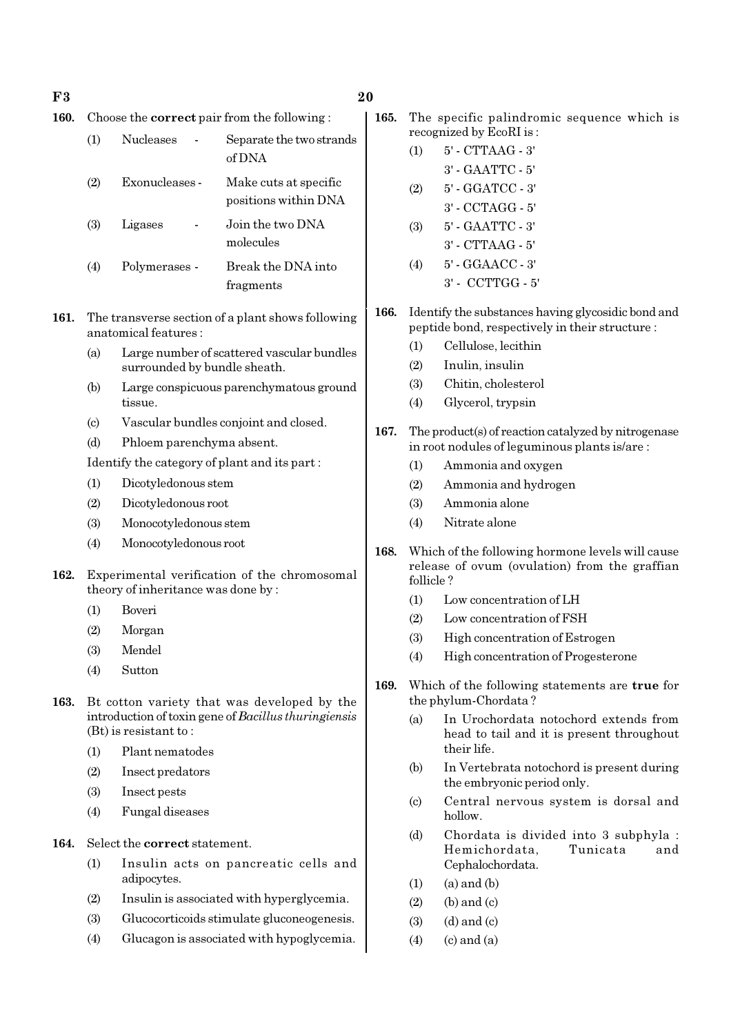160. Choose the **correct** pair from the following :

(1) Nucleases - Separate the two strands of DNA

(2) Exonucleases - Make cuts at specific positions within DNA

(3) Ligases - Join the two DNA molecules

(4) Polymerases - Break the DNA into fragments

161. The transverse section of a plant shows following anatomical features :

(a) Large number of scattered vascular bundles surrounded by bundle sheath.

(b) Large conspicuous parenchymatous ground tissue.

(c) Vascular bundles conjoint and closed.

(d) Phloem parenchyma absent.

Identify the category of plant and its part :

(1) Dicotyledonous stem

(2) Dicotyledonous root

(3) Monocotyledonous stem

(4) Monocotyledonous root

162. Experimental verification of the chromosomal theory of inheritance was done by :

(1) Boveri

(2) Morgan

(3) Mendel

(4) Sutton

163. Bt cotton variety that was developed by the introduction of toxin gene of *Bacillus thuringiensis* (Bt) is resistant to :

(1) Plant nematodes

(2) Insect predators

(3) Insect pests

(4) Fungal diseases

164. Select the **correct** statement.

(1) Insulin acts on pancreatic cells and adipocytes.

(2) Insulin is associated with hyperglycemia.

(3) Glucocorticoids stimulate gluconeogenesis.

(4) Glucagon is associated with hypoglycemia.

165. The specific palindromic sequence which is recognized by EcoRI is :

(1) 5' - CTTAAG - 3'
    3' - GAATTC - 5'

(2) 5' - GGATCC - 3'
    3' - CCTAGG - 5'

(3) 5' - GAATTC - 3'
    3' - CTTAAG - 5'

(4) 5' - GGAACC - 3'
    3' - CCTTGG - 5'

166. Identify the substances having glycosidic bond and peptide bond, respectively in their structure :

(1) Cellulose, lecithin

(2) Inulin, insulin

(3) Chitin, cholesterol

(4) Glycerol, trypsin

167. The product(s) of reaction catalyzed by nitrogenase in root nodules of leguminous plants is/are :

(1) Ammonia and oxygen

(2) Ammonia and hydrogen

(3) Ammonia alone

(4) Nitrate alone

168. Which of the following hormone levels will cause release of ovum (ovulation) from the graffian follicle ?

(1) Low concentration of LH

(2) Low concentration of FSH

(3) High concentration of Estrogen

(4) High concentration of Progesterone

169. Which of the following statements are **true** for the phylum-Chordata ?

(a) In Urochordata notochord extends from head to tail and it is present throughout their life.

(b) In Vertebrata notochord is present during the embryonic period only.

(c) Central nervous system is dorsal and hollow.

(d) Chordata is divided into 3 subphyla : Hemichordata, Tunicata and Cephalochordata.

(1) (a) and (b)

(2) (b) and (c)

(3) (d) and (c)

(4) (c) and (a)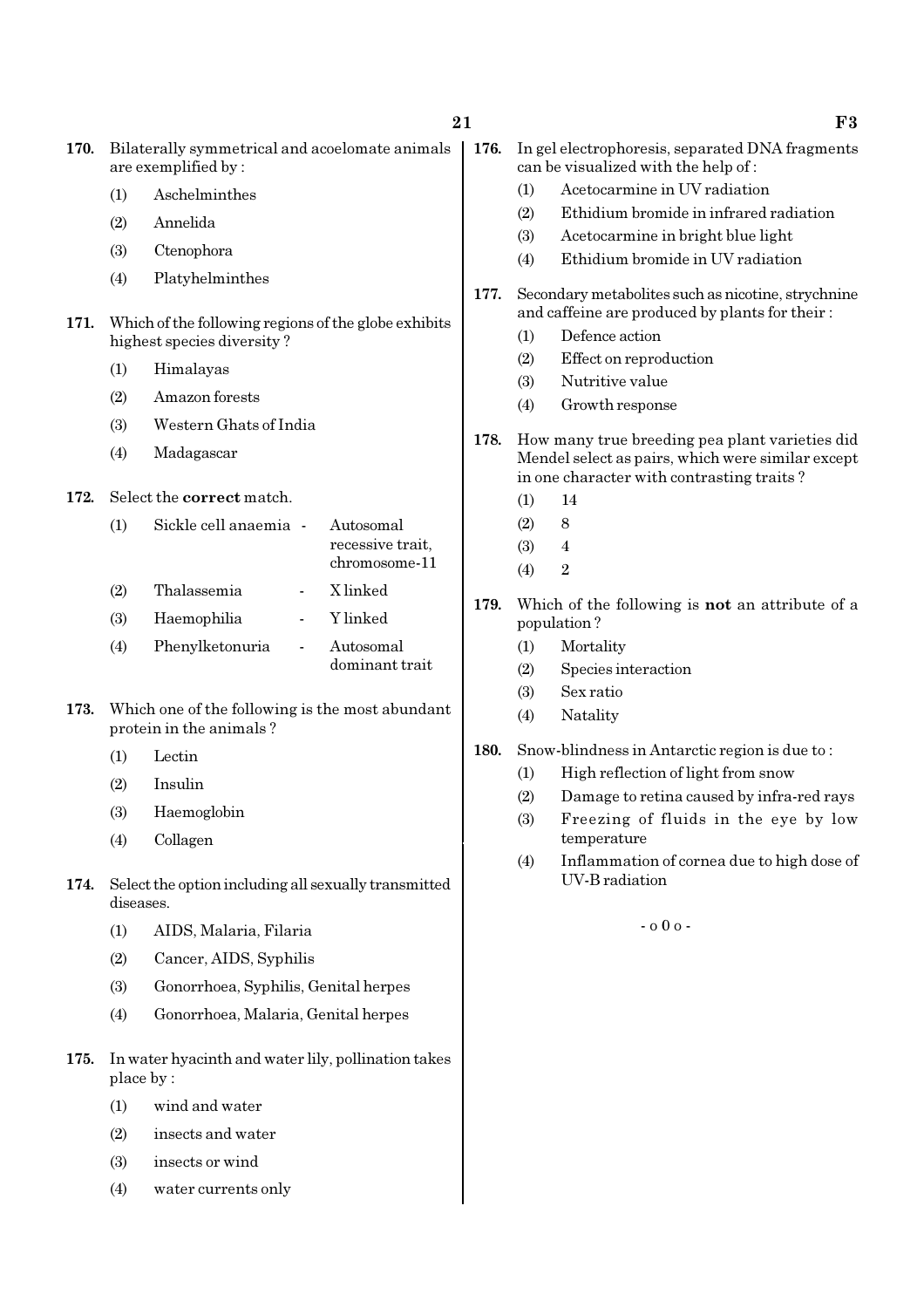170. Bilaterally symmetrical and acoelomate animals are exemplified by :

(1) Aschelminthes

(2) Annelida

(3) Ctenophora

(4) Platyhelminthes

171. Which of the following regions of the globe exhibits highest species diversity ?

(1) Himalayas

(2) Amazon forests

(3) Western Ghats of India

(4) Madagascar

172. Select the **correct** match.

(1) Sickle cell anaemia - Autosomal recessive trait, chromosome-11

(2) Thalassemia - X linked

(3) Haemophilia - Y linked

(4) Phenylketonuria - Autosomal dominant trait

173. Which one of the following is the most abundant protein in the animals ?

(1) Lectin

(2) Insulin

(3) Haemoglobin

(4) Collagen

174. Select the option including all sexually transmitted diseases.

(1) AIDS, Malaria, Filaria

(2) Cancer, AIDS, Syphilis

(3) Gonorrhoea, Syphilis, Genital herpes

(4) Gonorrhoea, Malaria, Genital herpes

175. In water hyacinth and water lily, pollination takes place by :

(1) wind and water

(2) insects and water

(3) insects or wind

(4) water currents only

176. In gel electrophoresis, separated DNA fragments can be visualized with the help of :

(1) Acetocarmine in UV radiation

(2) Ethidium bromide in infrared radiation

(3) Acetocarmine in bright blue light

(4) Ethidium bromide in UV radiation

177. Secondary metabolites such as nicotine, strychnine and caffeine are produced by plants for their :

(1) Defence action

(2) Effect on reproduction

(3) Nutritive value

(4) Growth response

178. How many true breeding pea plant varieties did Mendel select as pairs, which were similar except in one character with contrasting traits ?

(1) 14

(2) 8

(3) 4

(4) 2

179. Which of the following is **not** an attribute of a population ?

(1) Mortality

(2) Species interaction

(3) Sex ratio

(4) Natality

180. Snow-blindness in Antarctic region is due to :

(1) High reflection of light from snow

(2) Damage to retina caused by infra-red rays

(3) Freezing of fluids in the eye by low temperature

(4) Inflammation of cornea due to high dose of UV-B radiation

- o 0 o -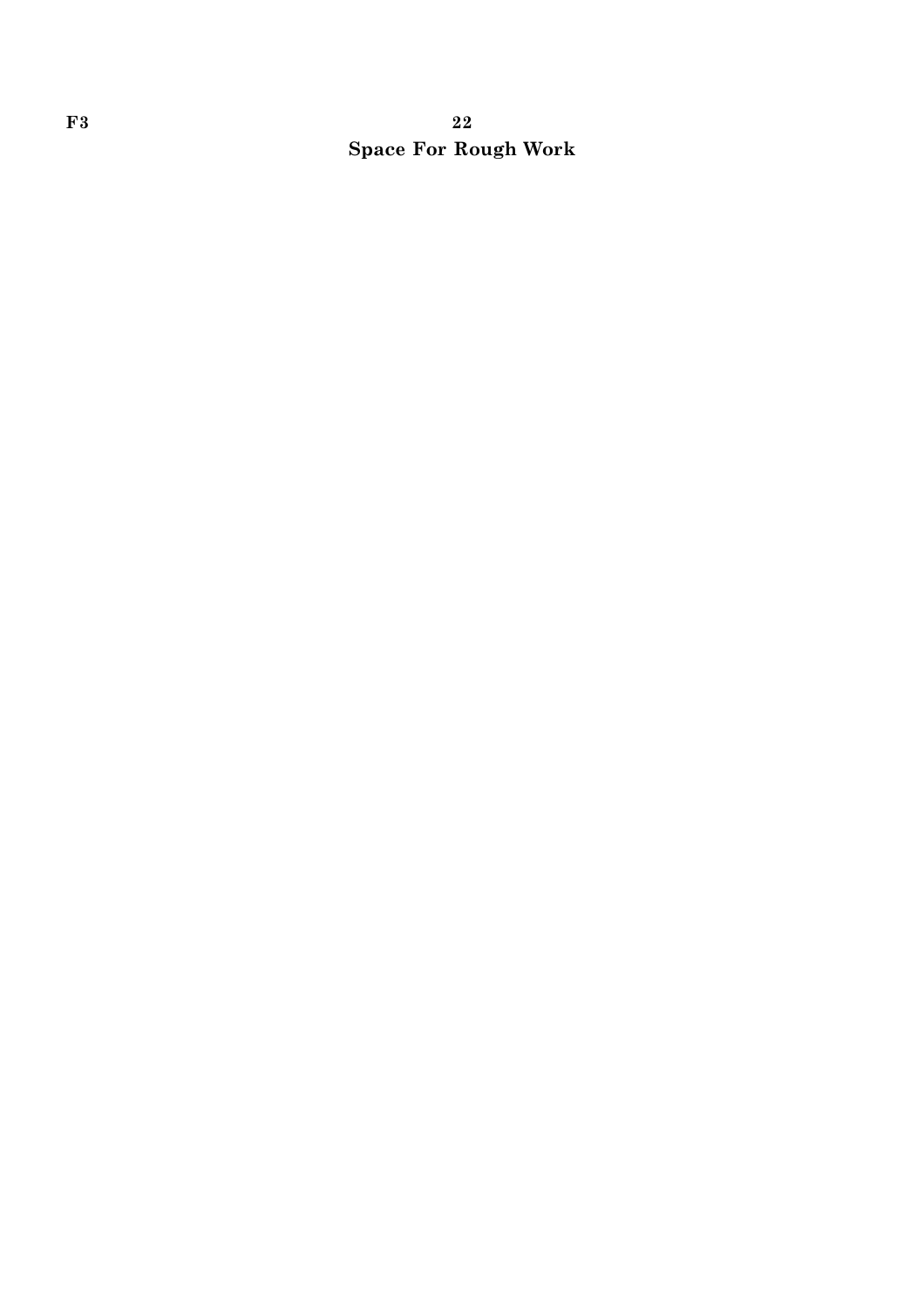**Space For Rough Work**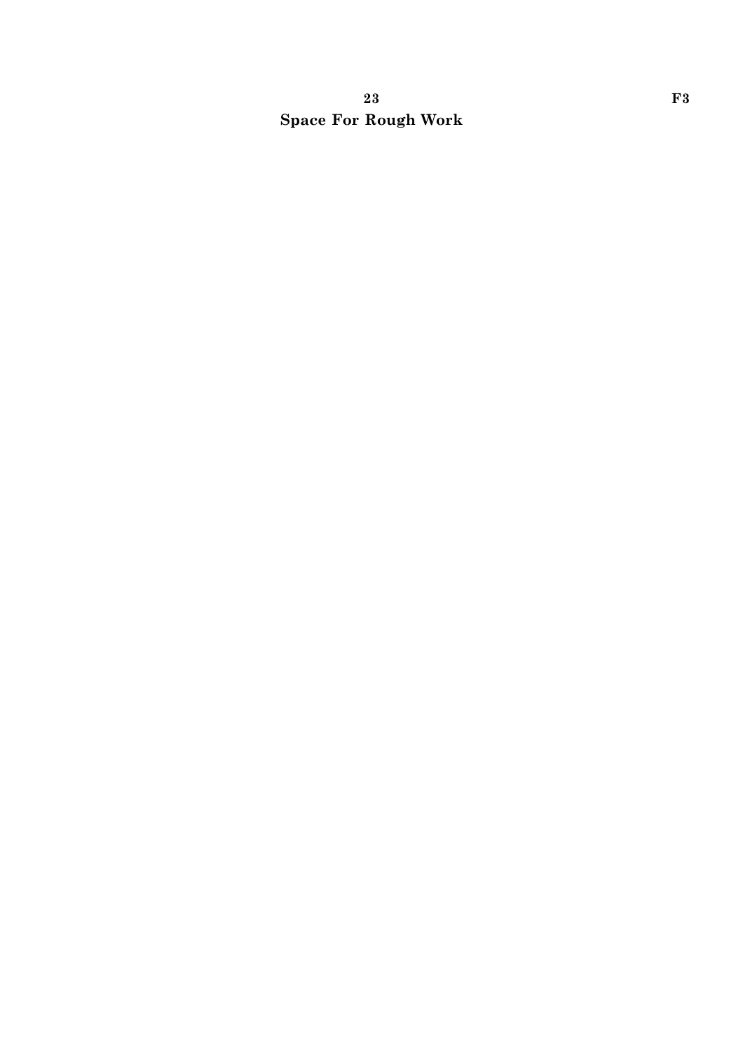**Space For Rough Work**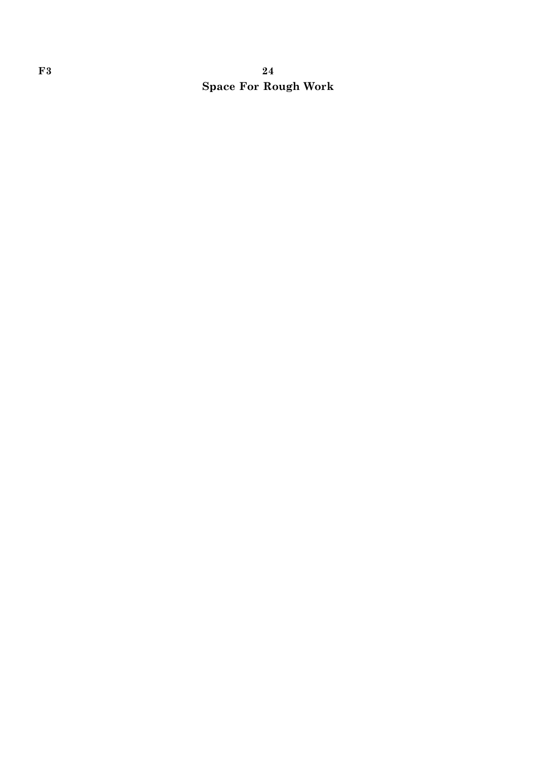**Space For Rough Work**